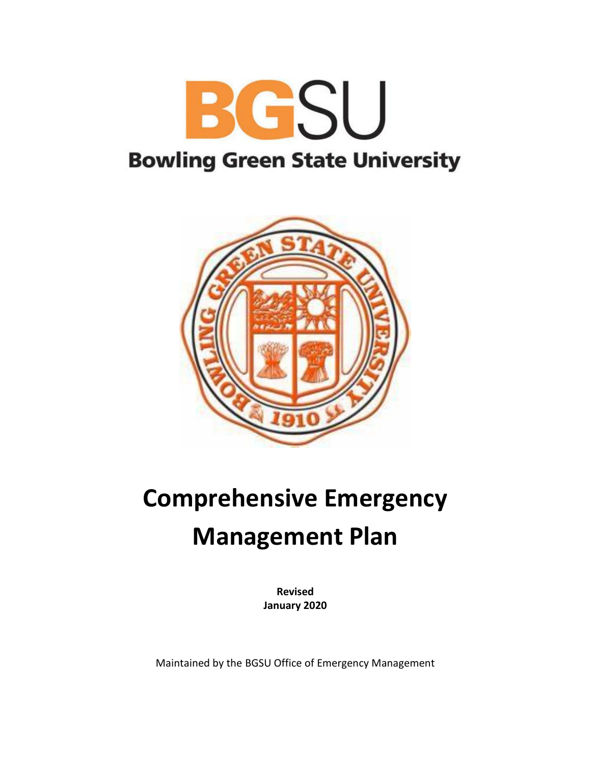BGSU

Bowling Green State University

# Comprehensive Emergency Management Plan

**Revised**
**January 2020**

Maintained by the BGSU Office of Emergency Management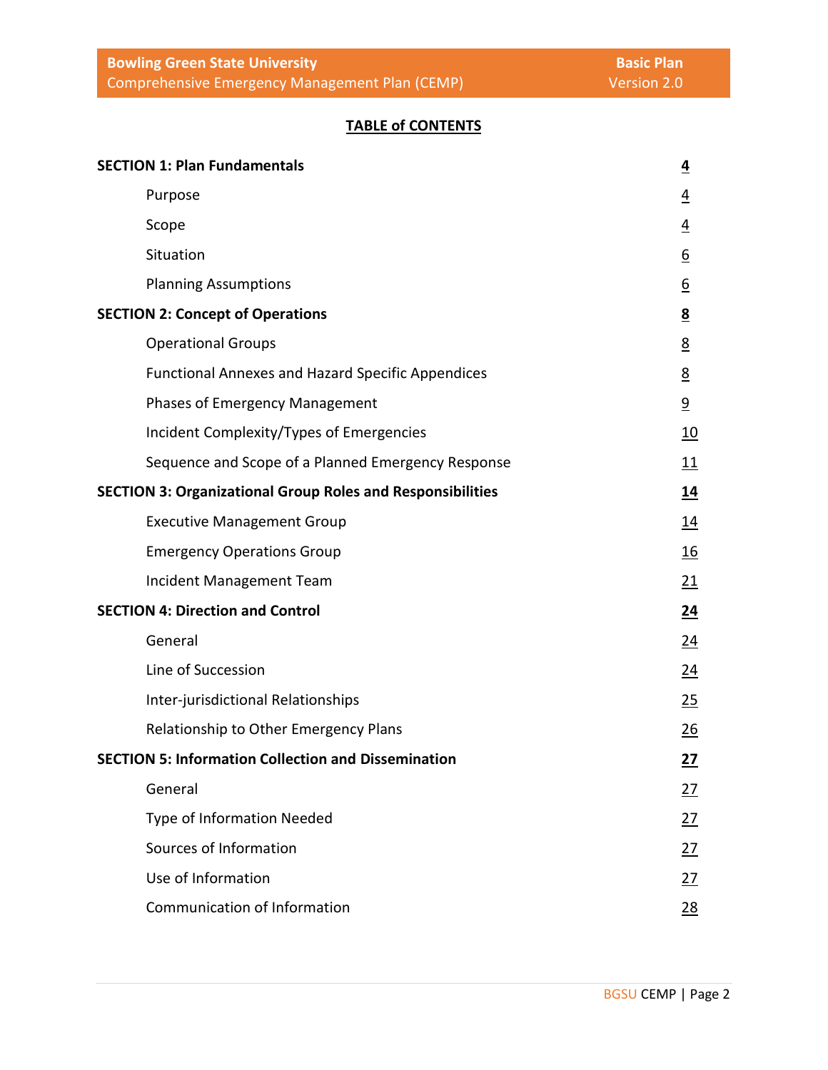## TABLE of CONTENTS

| | |
|---|---|
| **SECTION 1: Plan Fundamentals** | **4** |
| Purpose | 4 |
| Scope | 4 |
| Situation | 6 |
| Planning Assumptions | 6 |
| **SECTION 2: Concept of Operations** | **8** |
| Operational Groups | 8 |
| Functional Annexes and Hazard Specific Appendices | 8 |
| Phases of Emergency Management | 9 |
| Incident Complexity/Types of Emergencies | 10 |
| Sequence and Scope of a Planned Emergency Response | 11 |
| **SECTION 3: Organizational Group Roles and Responsibilities** | **14** |
| Executive Management Group | 14 |
| Emergency Operations Group | 16 |
| Incident Management Team | 21 |
| **SECTION 4: Direction and Control** | **24** |
| General | 24 |
| Line of Succession | 24 |
| Inter-jurisdictional Relationships | 25 |
| Relationship to Other Emergency Plans | 26 |
| **SECTION 5: Information Collection and Dissemination** | **27** |
| General | 27 |
| Type of Information Needed | 27 |
| Sources of Information | 27 |
| Use of Information | 27 |
| Communication of Information | 28 |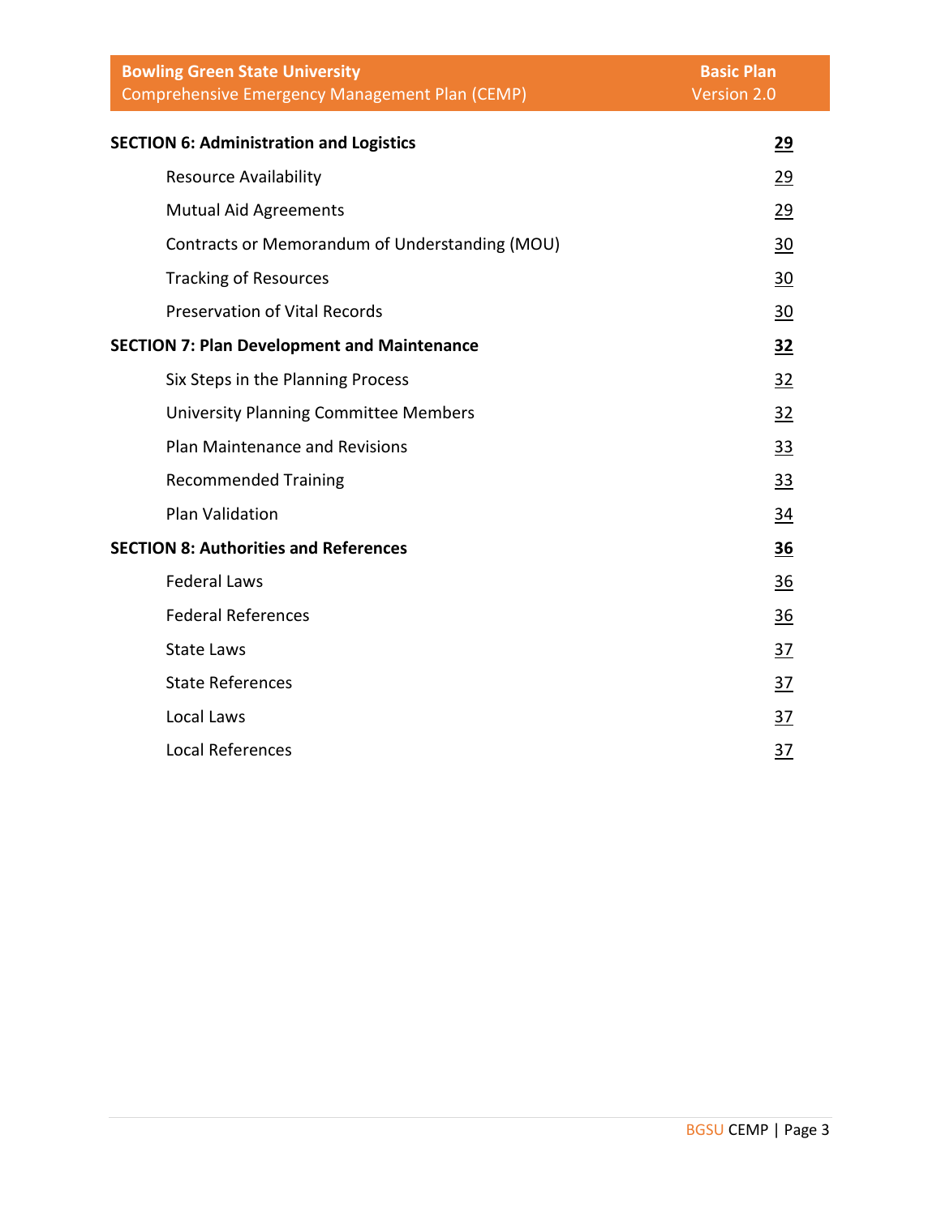| | |
|---|---|
| **SECTION 6: Administration and Logistics** | **29** |
| Resource Availability | 29 |
| Mutual Aid Agreements | 29 |
| Contracts or Memorandum of Understanding (MOU) | 30 |
| Tracking of Resources | 30 |
| Preservation of Vital Records | 30 |
| **SECTION 7: Plan Development and Maintenance** | **32** |
| Six Steps in the Planning Process | 32 |
| University Planning Committee Members | 32 |
| Plan Maintenance and Revisions | 33 |
| Recommended Training | 33 |
| Plan Validation | 34 |
| **SECTION 8: Authorities and References** | **36** |
| Federal Laws | 36 |
| Federal References | 36 |
| State Laws | 37 |
| State References | 37 |
| Local Laws | 37 |
| Local References | 37 |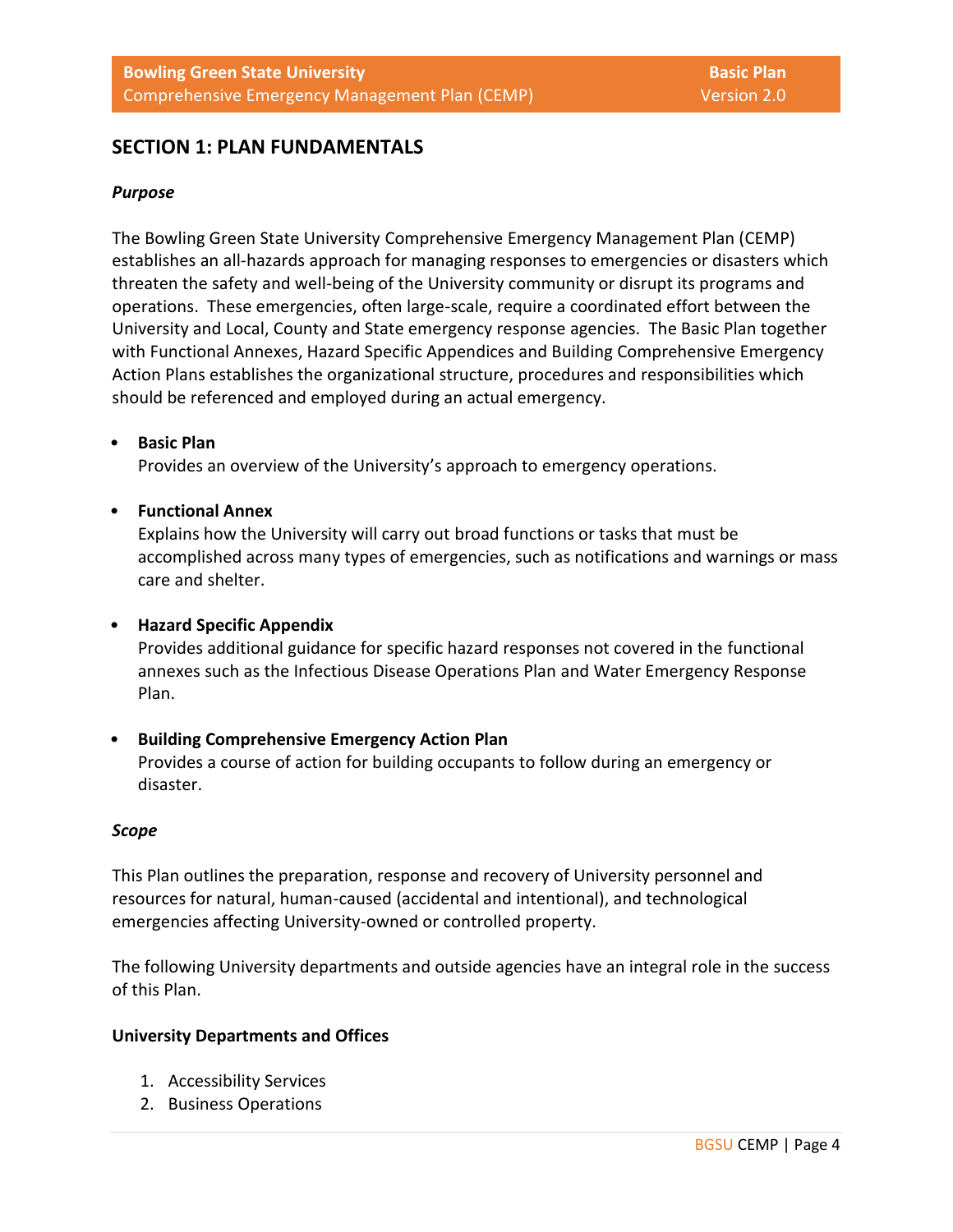## SECTION 1: PLAN FUNDAMENTALS

***Purpose***

The Bowling Green State University Comprehensive Emergency Management Plan (CEMP) establishes an all-hazards approach for managing responses to emergencies or disasters which threaten the safety and well-being of the University community or disrupt its programs and operations. These emergencies, often large-scale, require a coordinated effort between the University and Local, County and State emergency response agencies. The Basic Plan together with Functional Annexes, Hazard Specific Appendices and Building Comprehensive Emergency Action Plans establishes the organizational structure, procedures and responsibilities which should be referenced and employed during an actual emergency.

- **Basic Plan**
  Provides an overview of the University's approach to emergency operations.

- **Functional Annex**
  Explains how the University will carry out broad functions or tasks that must be accomplished across many types of emergencies, such as notifications and warnings or mass care and shelter.

- **Hazard Specific Appendix**
  Provides additional guidance for specific hazard responses not covered in the functional annexes such as the Infectious Disease Operations Plan and Water Emergency Response Plan.

- **Building Comprehensive Emergency Action Plan**
  Provides a course of action for building occupants to follow during an emergency or disaster.

***Scope***

This Plan outlines the preparation, response and recovery of University personnel and resources for natural, human-caused (accidental and intentional), and technological emergencies affecting University-owned or controlled property.

The following University departments and outside agencies have an integral role in the success of this Plan.

**University Departments and Offices**

1. Accessibility Services
2. Business Operations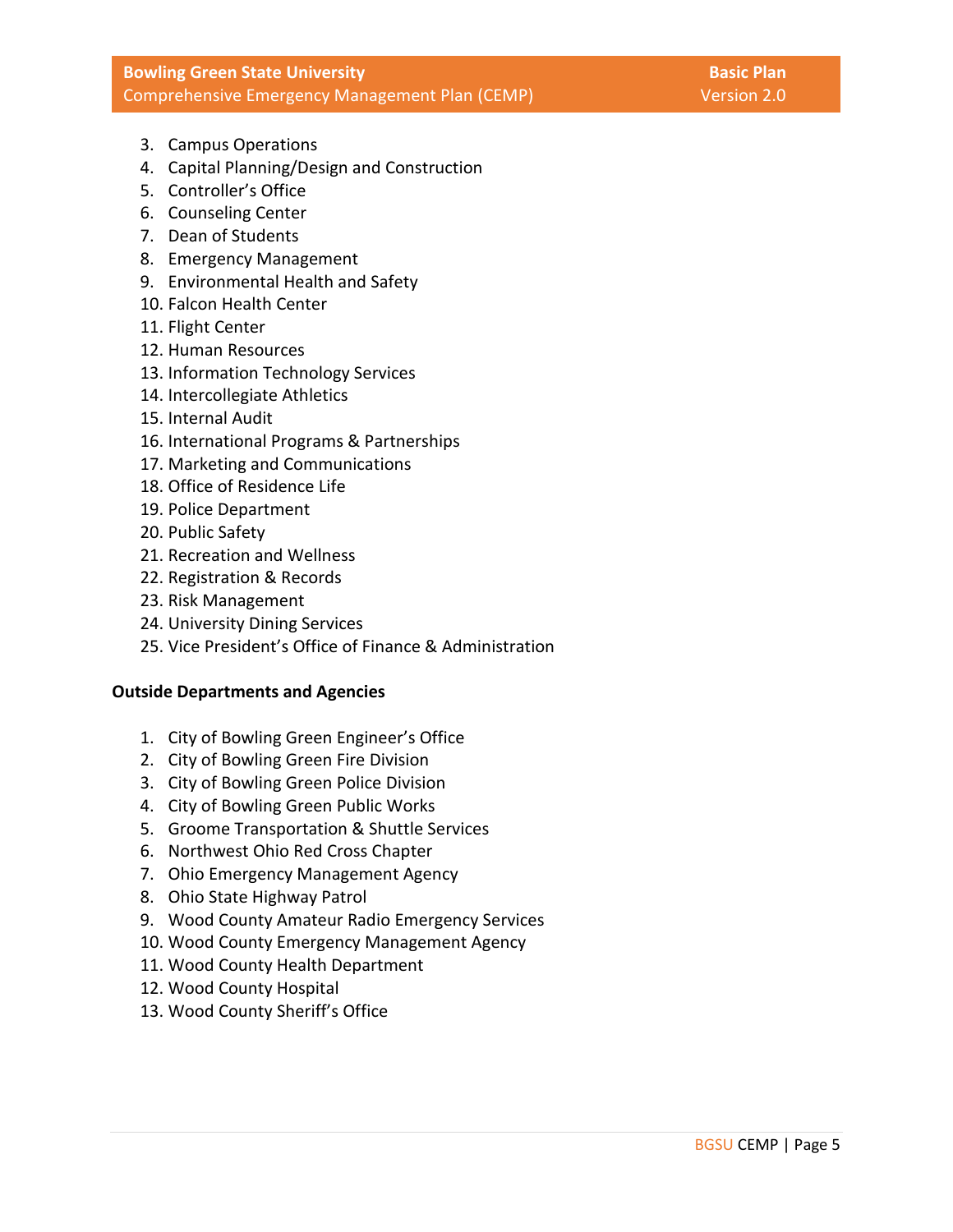3. Campus Operations
4. Capital Planning/Design and Construction
5. Controller's Office
6. Counseling Center
7. Dean of Students
8. Emergency Management
9. Environmental Health and Safety
10. Falcon Health Center
11. Flight Center
12. Human Resources
13. Information Technology Services
14. Intercollegiate Athletics
15. Internal Audit
16. International Programs & Partnerships
17. Marketing and Communications
18. Office of Residence Life
19. Police Department
20. Public Safety
21. Recreation and Wellness
22. Registration & Records
23. Risk Management
24. University Dining Services
25. Vice President's Office of Finance & Administration

**Outside Departments and Agencies**

1. City of Bowling Green Engineer's Office
2. City of Bowling Green Fire Division
3. City of Bowling Green Police Division
4. City of Bowling Green Public Works
5. Groome Transportation & Shuttle Services
6. Northwest Ohio Red Cross Chapter
7. Ohio Emergency Management Agency
8. Ohio State Highway Patrol
9. Wood County Amateur Radio Emergency Services
10. Wood County Emergency Management Agency
11. Wood County Health Department
12. Wood County Hospital
13. Wood County Sheriff's Office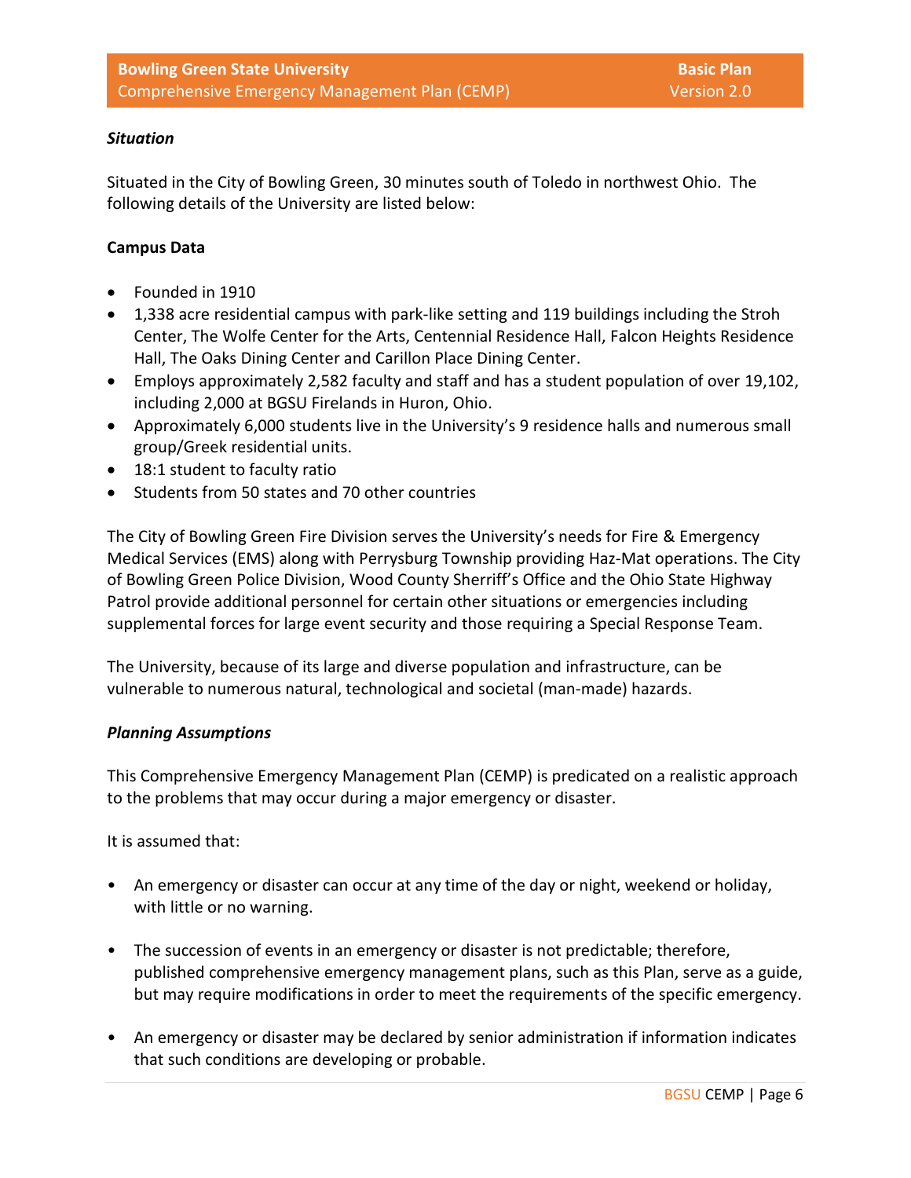***Situation***

Situated in the City of Bowling Green, 30 minutes south of Toledo in northwest Ohio. The following details of the University are listed below:

**Campus Data**

- Founded in 1910
- 1,338 acre residential campus with park-like setting and 119 buildings including the Stroh Center, The Wolfe Center for the Arts, Centennial Residence Hall, Falcon Heights Residence Hall, The Oaks Dining Center and Carillon Place Dining Center.
- Employs approximately 2,582 faculty and staff and has a student population of over 19,102, including 2,000 at BGSU Firelands in Huron, Ohio.
- Approximately 6,000 students live in the University's 9 residence halls and numerous small group/Greek residential units.
- 18:1 student to faculty ratio
- Students from 50 states and 70 other countries

The City of Bowling Green Fire Division serves the University's needs for Fire & Emergency Medical Services (EMS) along with Perrysburg Township providing Haz-Mat operations. The City of Bowling Green Police Division, Wood County Sherriff's Office and the Ohio State Highway Patrol provide additional personnel for certain other situations or emergencies including supplemental forces for large event security and those requiring a Special Response Team.

The University, because of its large and diverse population and infrastructure, can be vulnerable to numerous natural, technological and societal (man-made) hazards.

***Planning Assumptions***

This Comprehensive Emergency Management Plan (CEMP) is predicated on a realistic approach to the problems that may occur during a major emergency or disaster.

It is assumed that:

- An emergency or disaster can occur at any time of the day or night, weekend or holiday, with little or no warning.
- The succession of events in an emergency or disaster is not predictable; therefore, published comprehensive emergency management plans, such as this Plan, serve as a guide, but may require modifications in order to meet the requirements of the specific emergency.
- An emergency or disaster may be declared by senior administration if information indicates that such conditions are developing or probable.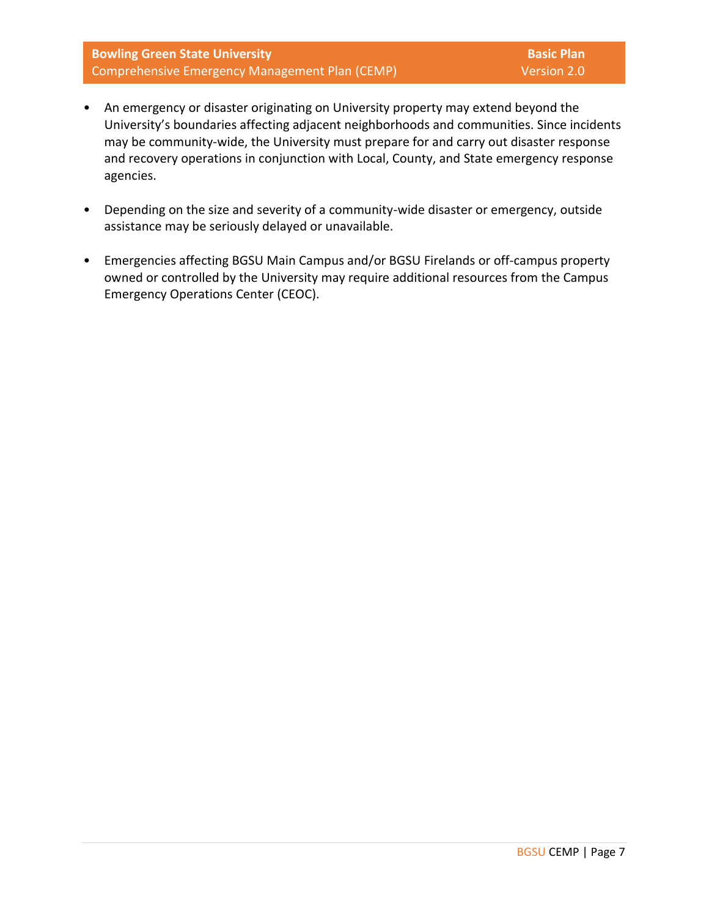- An emergency or disaster originating on University property may extend beyond the University's boundaries affecting adjacent neighborhoods and communities. Since incidents may be community-wide, the University must prepare for and carry out disaster response and recovery operations in conjunction with Local, County, and State emergency response agencies.

- Depending on the size and severity of a community-wide disaster or emergency, outside assistance may be seriously delayed or unavailable.

- Emergencies affecting BGSU Main Campus and/or BGSU Firelands or off-campus property owned or controlled by the University may require additional resources from the Campus Emergency Operations Center (CEOC).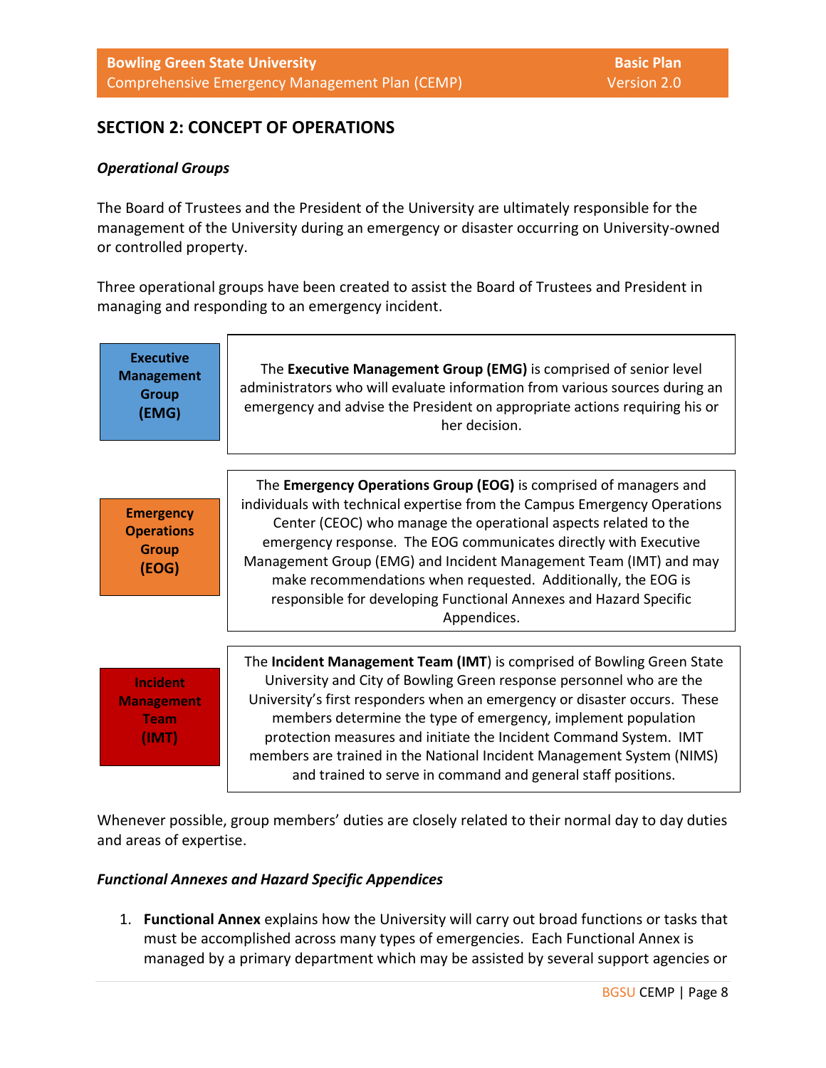## SECTION 2: CONCEPT OF OPERATIONS

### *Operational Groups*

The Board of Trustees and the President of the University are ultimately responsible for the management of the University during an emergency or disaster occurring on University-owned or controlled property.

Three operational groups have been created to assist the Board of Trustees and President in managing and responding to an emergency incident.

| Group | Description |
| --- | --- |
| **Executive Management Group (EMG)** | The **Executive Management Group (EMG)** is comprised of senior level administrators who will evaluate information from various sources during an emergency and advise the President on appropriate actions requiring his or her decision. |
| **Emergency Operations Group (EOG)** | The **Emergency Operations Group (EOG)** is comprised of managers and individuals with technical expertise from the Campus Emergency Operations Center (CEOC) who manage the operational aspects related to the emergency response. The EOG communicates directly with Executive Management Group (EMG) and Incident Management Team (IMT) and may make recommendations when requested. Additionally, the EOG is responsible for developing Functional Annexes and Hazard Specific Appendices. |
| **Incident Management Team (IMT)** | The **Incident Management Team (IMT**) is comprised of Bowling Green State University and City of Bowling Green response personnel who are the University's first responders when an emergency or disaster occurs. These members determine the type of emergency, implement population protection measures and initiate the Incident Command System. IMT members are trained in the National Incident Management System (NIMS) and trained to serve in command and general staff positions. |

Whenever possible, group members' duties are closely related to their normal day to day duties and areas of expertise.

### *Functional Annexes and Hazard Specific Appendices*

1. **Functional Annex** explains how the University will carry out broad functions or tasks that must be accomplished across many types of emergencies. Each Functional Annex is managed by a primary department which may be assisted by several support agencies or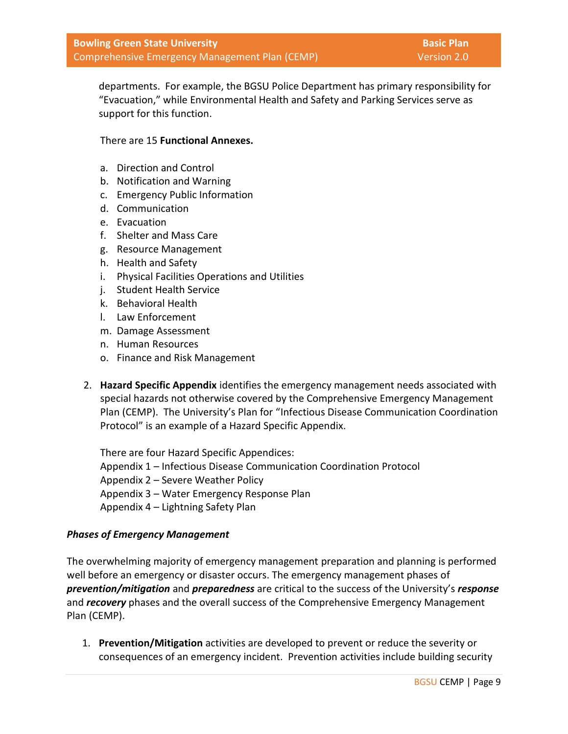departments. For example, the BGSU Police Department has primary responsibility for "Evacuation," while Environmental Health and Safety and Parking Services serve as support for this function.

There are 15 **Functional Annexes.**

a. Direction and Control
b. Notification and Warning
c. Emergency Public Information
d. Communication
e. Evacuation
f. Shelter and Mass Care
g. Resource Management
h. Health and Safety
i. Physical Facilities Operations and Utilities
j. Student Health Service
k. Behavioral Health
l. Law Enforcement
m. Damage Assessment
n. Human Resources
o. Finance and Risk Management

2. **Hazard Specific Appendix** identifies the emergency management needs associated with special hazards not otherwise covered by the Comprehensive Emergency Management Plan (CEMP). The University's Plan for "Infectious Disease Communication Coordination Protocol" is an example of a Hazard Specific Appendix.

   There are four Hazard Specific Appendices:
   Appendix 1 – Infectious Disease Communication Coordination Protocol
   Appendix 2 – Severe Weather Policy
   Appendix 3 – Water Emergency Response Plan
   Appendix 4 – Lightning Safety Plan

***Phases of Emergency Management***

The overwhelming majority of emergency management preparation and planning is performed well before an emergency or disaster occurs. The emergency management phases of ***prevention/mitigation*** and ***preparedness*** are critical to the success of the University's ***response*** and ***recovery*** phases and the overall success of the Comprehensive Emergency Management Plan (CEMP).

1. **Prevention/Mitigation** activities are developed to prevent or reduce the severity or consequences of an emergency incident. Prevention activities include building security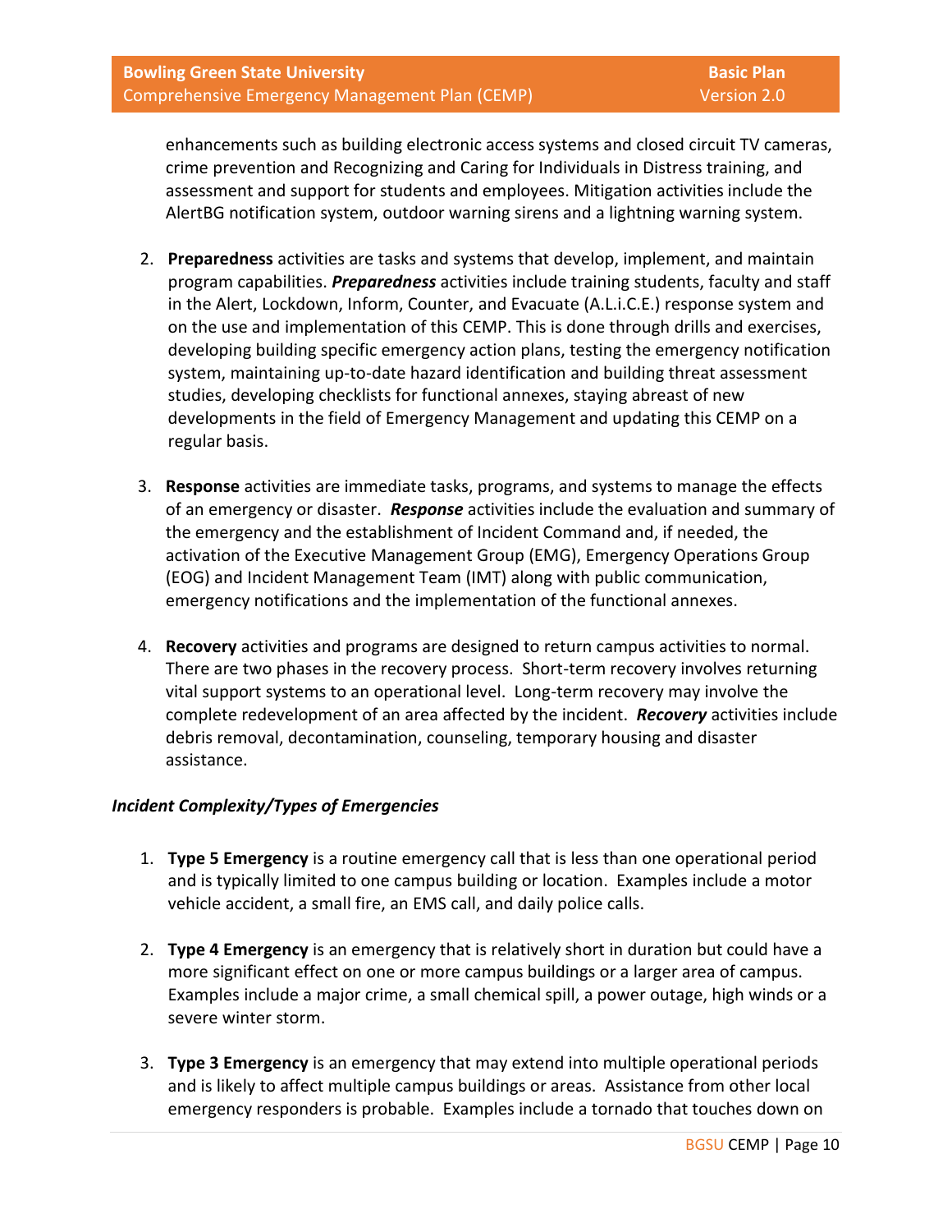enhancements such as building electronic access systems and closed circuit TV cameras, crime prevention and Recognizing and Caring for Individuals in Distress training, and assessment and support for students and employees. Mitigation activities include the AlertBG notification system, outdoor warning sirens and a lightning warning system.

2. **Preparedness** activities are tasks and systems that develop, implement, and maintain program capabilities. ***Preparedness*** activities include training students, faculty and staff in the Alert, Lockdown, Inform, Counter, and Evacuate (A.L.i.C.E.) response system and on the use and implementation of this CEMP. This is done through drills and exercises, developing building specific emergency action plans, testing the emergency notification system, maintaining up-to-date hazard identification and building threat assessment studies, developing checklists for functional annexes, staying abreast of new developments in the field of Emergency Management and updating this CEMP on a regular basis.

3. **Response** activities are immediate tasks, programs, and systems to manage the effects of an emergency or disaster. ***Response*** activities include the evaluation and summary of the emergency and the establishment of Incident Command and, if needed, the activation of the Executive Management Group (EMG), Emergency Operations Group (EOG) and Incident Management Team (IMT) along with public communication, emergency notifications and the implementation of the functional annexes.

4. **Recovery** activities and programs are designed to return campus activities to normal. There are two phases in the recovery process. Short-term recovery involves returning vital support systems to an operational level. Long-term recovery may involve the complete redevelopment of an area affected by the incident. ***Recovery*** activities include debris removal, decontamination, counseling, temporary housing and disaster assistance.

***Incident Complexity/Types of Emergencies***

1. **Type 5 Emergency** is a routine emergency call that is less than one operational period and is typically limited to one campus building or location. Examples include a motor vehicle accident, a small fire, an EMS call, and daily police calls.

2. **Type 4 Emergency** is an emergency that is relatively short in duration but could have a more significant effect on one or more campus buildings or a larger area of campus. Examples include a major crime, a small chemical spill, a power outage, high winds or a severe winter storm.

3. **Type 3 Emergency** is an emergency that may extend into multiple operational periods and is likely to affect multiple campus buildings or areas. Assistance from other local emergency responders is probable. Examples include a tornado that touches down on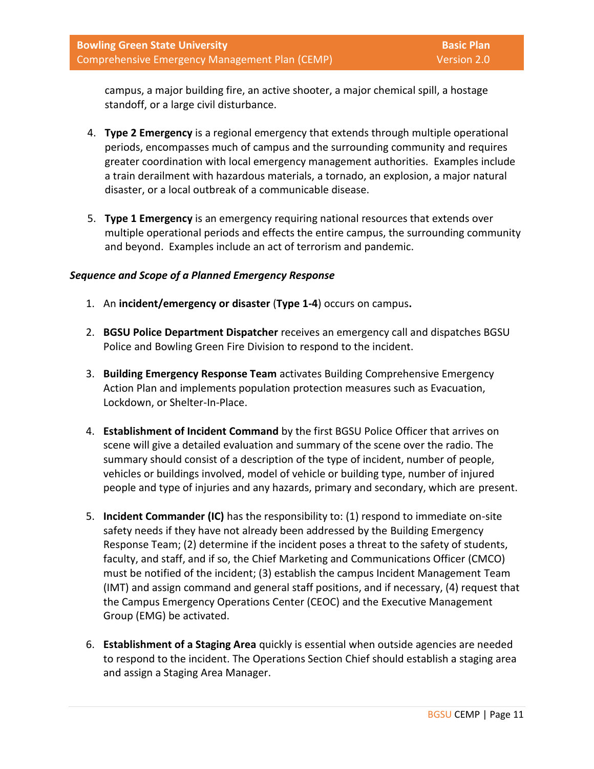campus, a major building fire, an active shooter, a major chemical spill, a hostage standoff, or a large civil disturbance.

4. **Type 2 Emergency** is a regional emergency that extends through multiple operational periods, encompasses much of campus and the surrounding community and requires greater coordination with local emergency management authorities. Examples include a train derailment with hazardous materials, a tornado, an explosion, a major natural disaster, or a local outbreak of a communicable disease.

5. **Type 1 Emergency** is an emergency requiring national resources that extends over multiple operational periods and effects the entire campus, the surrounding community and beyond. Examples include an act of terrorism and pandemic.

***Sequence and Scope of a Planned Emergency Response***

1. An **incident/emergency or disaster** (**Type 1-4**) occurs on campus**.**

2. **BGSU Police Department Dispatcher** receives an emergency call and dispatches BGSU Police and Bowling Green Fire Division to respond to the incident.

3. **Building Emergency Response Team** activates Building Comprehensive Emergency Action Plan and implements population protection measures such as Evacuation, Lockdown, or Shelter-In-Place.

4. **Establishment of Incident Command** by the first BGSU Police Officer that arrives on scene will give a detailed evaluation and summary of the scene over the radio. The summary should consist of a description of the type of incident, number of people, vehicles or buildings involved, model of vehicle or building type, number of injured people and type of injuries and any hazards, primary and secondary, which are present.

5. **Incident Commander (IC)** has the responsibility to: (1) respond to immediate on-site safety needs if they have not already been addressed by the Building Emergency Response Team; (2) determine if the incident poses a threat to the safety of students, faculty, and staff, and if so, the Chief Marketing and Communications Officer (CMCO) must be notified of the incident; (3) establish the campus Incident Management Team (IMT) and assign command and general staff positions, and if necessary, (4) request that the Campus Emergency Operations Center (CEOC) and the Executive Management Group (EMG) be activated.

6. **Establishment of a Staging Area** quickly is essential when outside agencies are needed to respond to the incident. The Operations Section Chief should establish a staging area and assign a Staging Area Manager.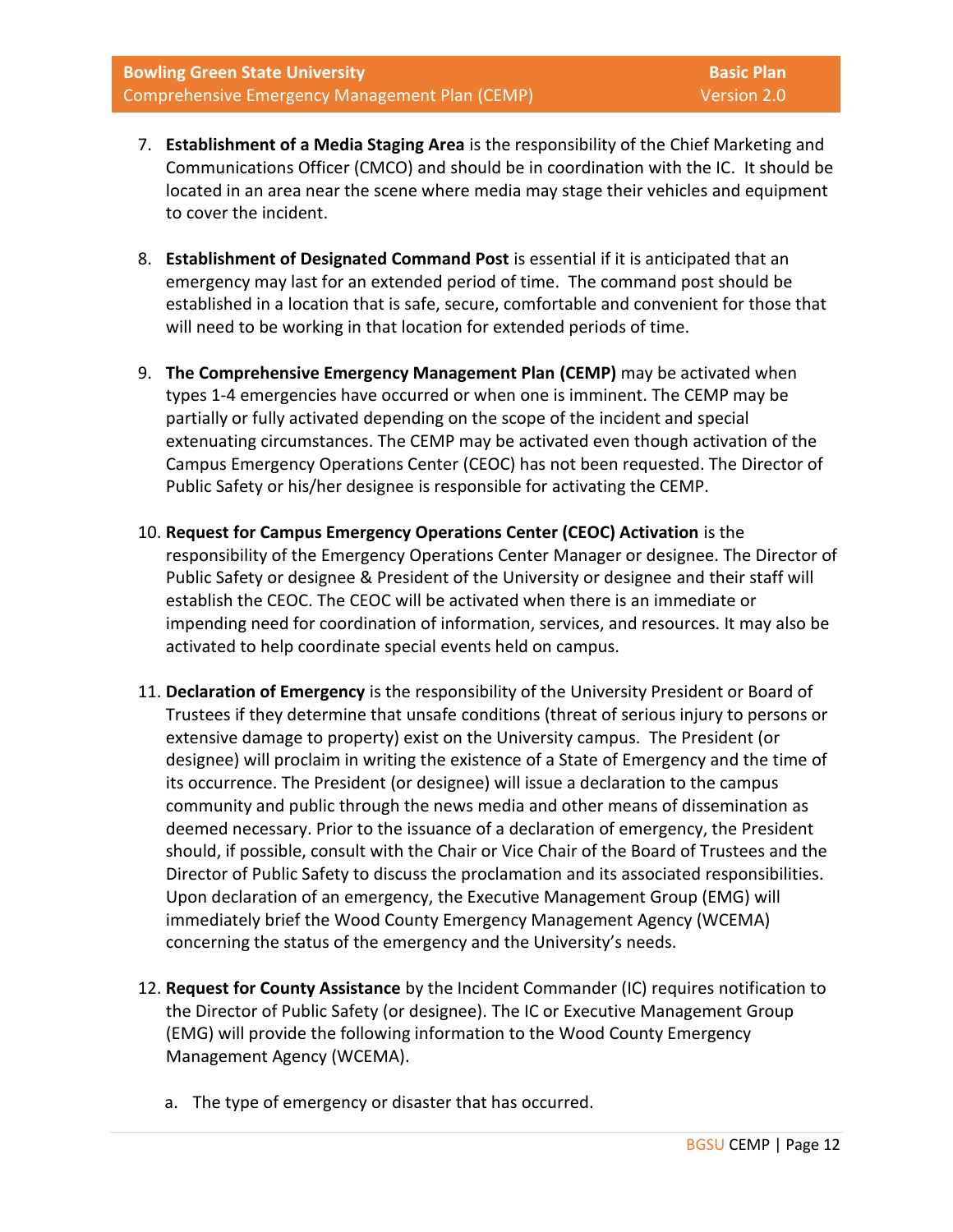7. **Establishment of a Media Staging Area** is the responsibility of the Chief Marketing and Communications Officer (CMCO) and should be in coordination with the IC. It should be located in an area near the scene where media may stage their vehicles and equipment to cover the incident.

8. **Establishment of Designated Command Post** is essential if it is anticipated that an emergency may last for an extended period of time. The command post should be established in a location that is safe, secure, comfortable and convenient for those that will need to be working in that location for extended periods of time.

9. **The Comprehensive Emergency Management Plan (CEMP)** may be activated when types 1-4 emergencies have occurred or when one is imminent. The CEMP may be partially or fully activated depending on the scope of the incident and special extenuating circumstances. The CEMP may be activated even though activation of the Campus Emergency Operations Center (CEOC) has not been requested. The Director of Public Safety or his/her designee is responsible for activating the CEMP.

10. **Request for Campus Emergency Operations Center (CEOC) Activation** is the responsibility of the Emergency Operations Center Manager or designee. The Director of Public Safety or designee & President of the University or designee and their staff will establish the CEOC. The CEOC will be activated when there is an immediate or impending need for coordination of information, services, and resources. It may also be activated to help coordinate special events held on campus.

11. **Declaration of Emergency** is the responsibility of the University President or Board of Trustees if they determine that unsafe conditions (threat of serious injury to persons or extensive damage to property) exist on the University campus. The President (or designee) will proclaim in writing the existence of a State of Emergency and the time of its occurrence. The President (or designee) will issue a declaration to the campus community and public through the news media and other means of dissemination as deemed necessary. Prior to the issuance of a declaration of emergency, the President should, if possible, consult with the Chair or Vice Chair of the Board of Trustees and the Director of Public Safety to discuss the proclamation and its associated responsibilities. Upon declaration of an emergency, the Executive Management Group (EMG) will immediately brief the Wood County Emergency Management Agency (WCEMA) concerning the status of the emergency and the University's needs.

12. **Request for County Assistance** by the Incident Commander (IC) requires notification to the Director of Public Safety (or designee). The IC or Executive Management Group (EMG) will provide the following information to the Wood County Emergency Management Agency (WCEMA).

    a. The type of emergency or disaster that has occurred.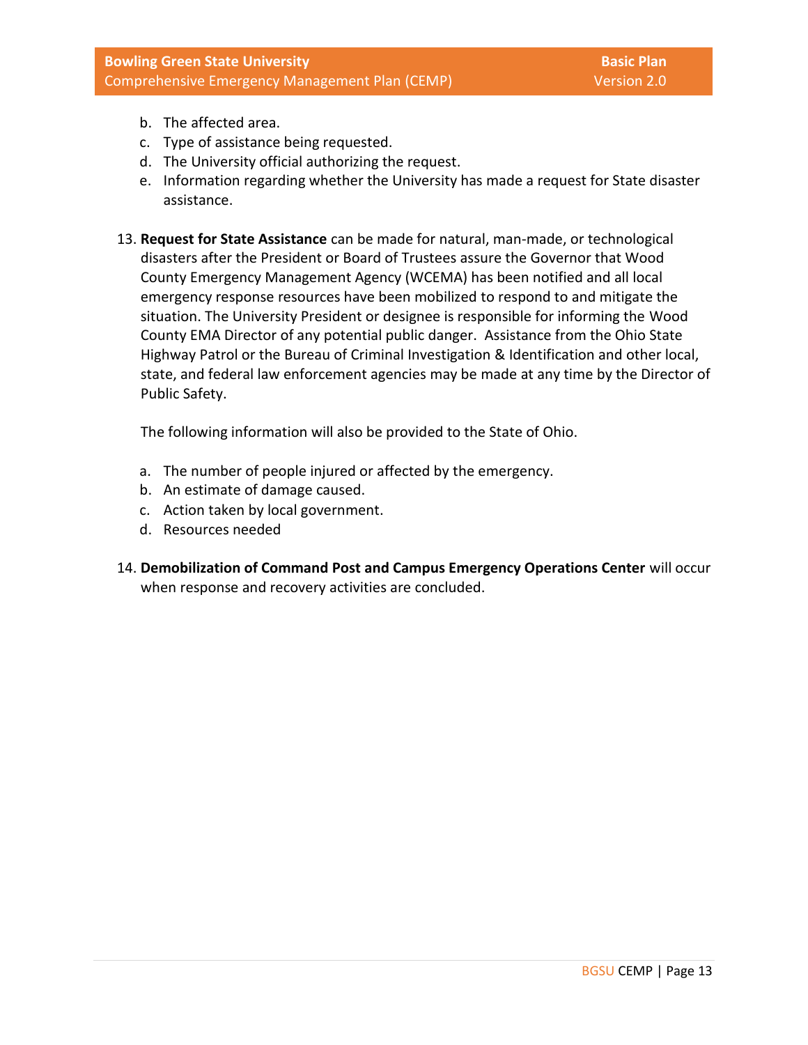b. The affected area.
c. Type of assistance being requested.
d. The University official authorizing the request.
e. Information regarding whether the University has made a request for State disaster assistance.

13. **Request for State Assistance** can be made for natural, man-made, or technological disasters after the President or Board of Trustees assure the Governor that Wood County Emergency Management Agency (WCEMA) has been notified and all local emergency response resources have been mobilized to respond to and mitigate the situation. The University President or designee is responsible for informing the Wood County EMA Director of any potential public danger. Assistance from the Ohio State Highway Patrol or the Bureau of Criminal Investigation & Identification and other local, state, and federal law enforcement agencies may be made at any time by the Director of Public Safety.

    The following information will also be provided to the State of Ohio.

    a. The number of people injured or affected by the emergency.
    b. An estimate of damage caused.
    c. Action taken by local government.
    d. Resources needed

14. **Demobilization of Command Post and Campus Emergency Operations Center** will occur when response and recovery activities are concluded.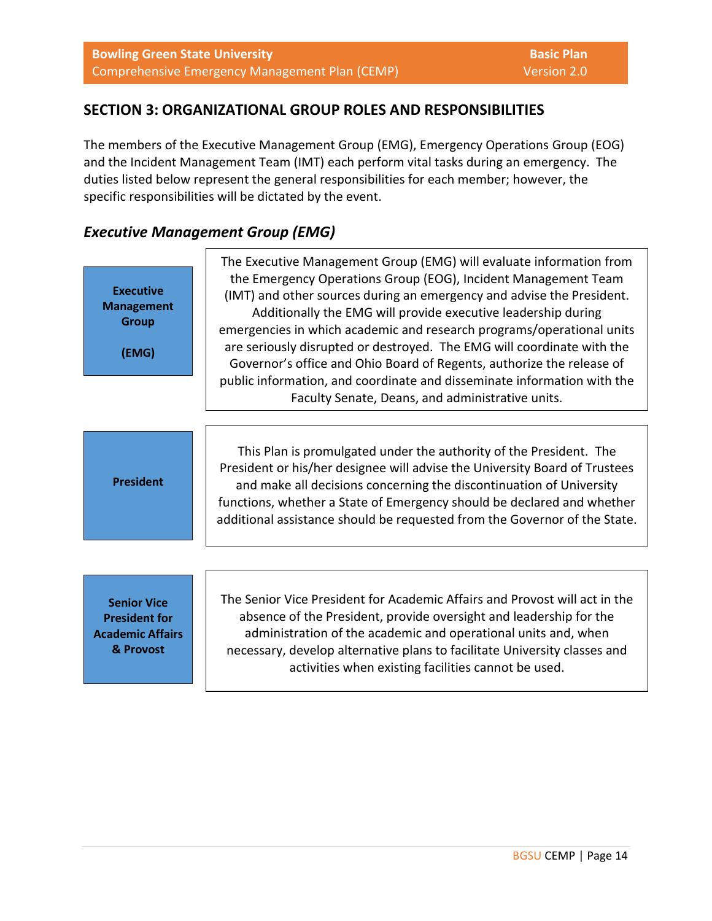## SECTION 3: ORGANIZATIONAL GROUP ROLES AND RESPONSIBILITIES

The members of the Executive Management Group (EMG), Emergency Operations Group (EOG) and the Incident Management Team (IMT) each perform vital tasks during an emergency. The duties listed below represent the general responsibilities for each member; however, the specific responsibilities will be dictated by the event.

### *Executive Management Group (EMG)*

| Role | Responsibilities |
|---|---|
| **Executive Management Group (EMG)** | The Executive Management Group (EMG) will evaluate information from the Emergency Operations Group (EOG), Incident Management Team (IMT) and other sources during an emergency and advise the President. Additionally the EMG will provide executive leadership during emergencies in which academic and research programs/operational units are seriously disrupted or destroyed. The EMG will coordinate with the Governor's office and Ohio Board of Regents, authorize the release of public information, and coordinate and disseminate information with the Faculty Senate, Deans, and administrative units. |
| **President** | This Plan is promulgated under the authority of the President. The President or his/her designee will advise the University Board of Trustees and make all decisions concerning the discontinuation of University functions, whether a State of Emergency should be declared and whether additional assistance should be requested from the Governor of the State. |
| **Senior Vice President for Academic Affairs & Provost** | The Senior Vice President for Academic Affairs and Provost will act in the absence of the President, provide oversight and leadership for the administration of the academic and operational units and, when necessary, develop alternative plans to facilitate University classes and activities when existing facilities cannot be used. |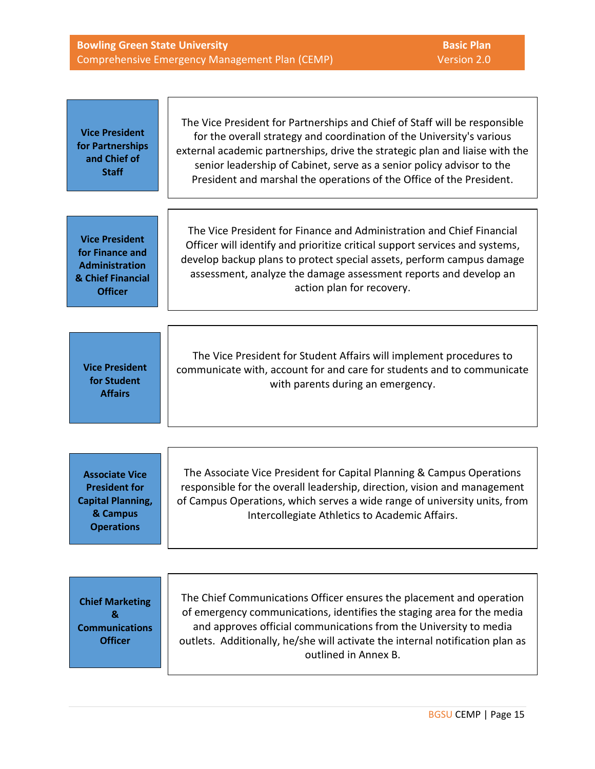| Role | Responsibilities |
| --- | --- |
| **Vice President for Partnerships and Chief of Staff** | The Vice President for Partnerships and Chief of Staff will be responsible for the overall strategy and coordination of the University's various external academic partnerships, drive the strategic plan and liaise with the senior leadership of Cabinet, serve as a senior policy advisor to the President and marshal the operations of the Office of the President. |
| **Vice President for Finance and Administration & Chief Financial Officer** | The Vice President for Finance and Administration and Chief Financial Officer will identify and prioritize critical support services and systems, develop backup plans to protect special assets, perform campus damage assessment, analyze the damage assessment reports and develop an action plan for recovery. |
| **Vice President for Student Affairs** | The Vice President for Student Affairs will implement procedures to communicate with, account for and care for students and to communicate with parents during an emergency. |
| **Associate Vice President for Capital Planning, & Campus Operations** | The Associate Vice President for Capital Planning & Campus Operations responsible for the overall leadership, direction, vision and management of Campus Operations, which serves a wide range of university units, from Intercollegiate Athletics to Academic Affairs. |
| **Chief Marketing & Communications Officer** | The Chief Communications Officer ensures the placement and operation of emergency communications, identifies the staging area for the media and approves official communications from the University to media outlets. Additionally, he/she will activate the internal notification plan as outlined in Annex B. |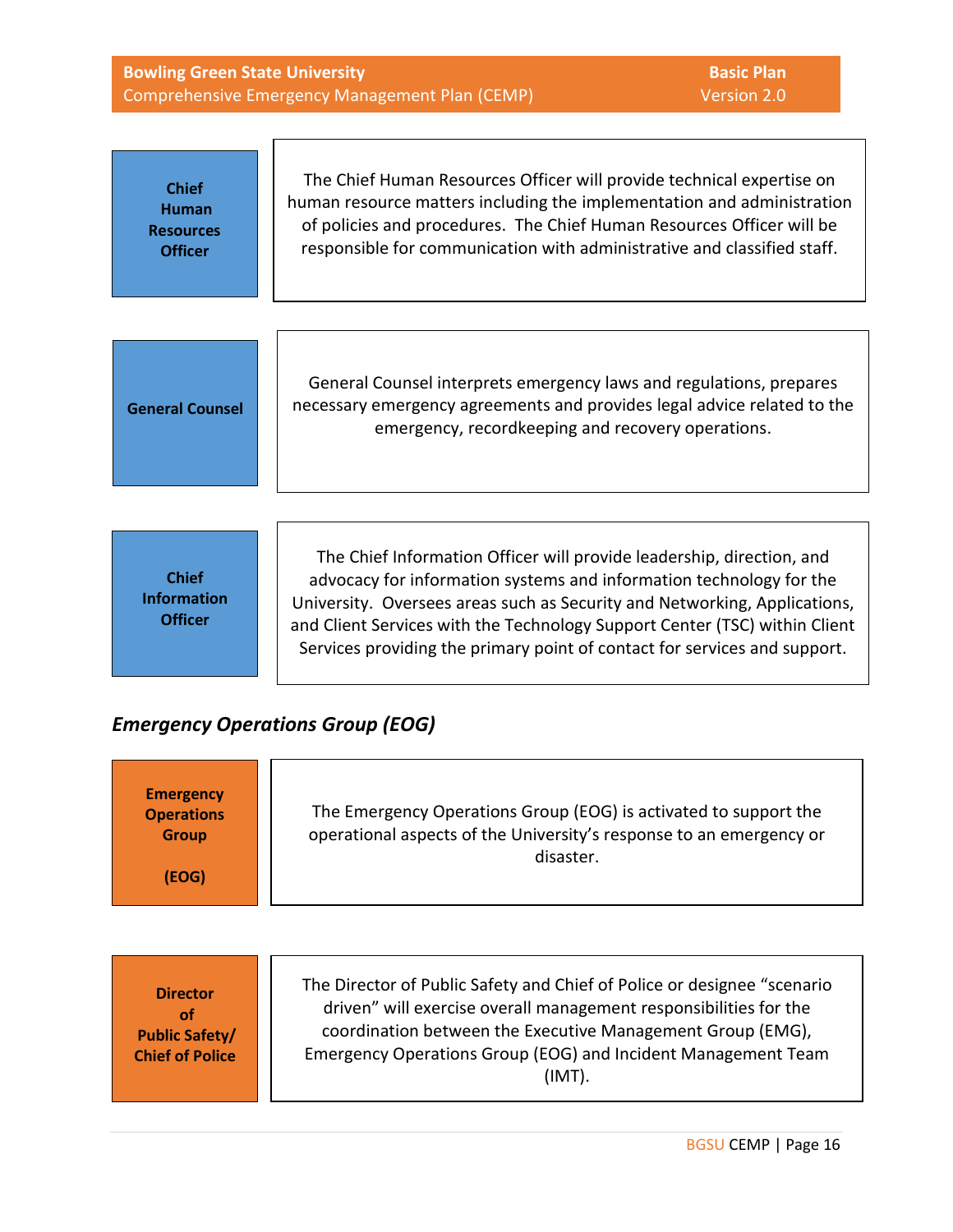| | |
|---|---|
| **Chief Human Resources Officer** | The Chief Human Resources Officer will provide technical expertise on human resource matters including the implementation and administration of policies and procedures. The Chief Human Resources Officer will be responsible for communication with administrative and classified staff. |

| | |
|---|---|
| **General Counsel** | General Counsel interprets emergency laws and regulations, prepares necessary emergency agreements and provides legal advice related to the emergency, recordkeeping and recovery operations. |

| | |
|---|---|
| **Chief Information Officer** | The Chief Information Officer will provide leadership, direction, and advocacy for information systems and information technology for the University. Oversees areas such as Security and Networking, Applications, and Client Services with the Technology Support Center (TSC) within Client Services providing the primary point of contact for services and support. |

### *Emergency Operations Group (EOG)*

| | |
|---|---|
| **Emergency Operations Group (EOG)** | The Emergency Operations Group (EOG) is activated to support the operational aspects of the University's response to an emergency or disaster. |

| | |
|---|---|
| **Director of Public Safety/ Chief of Police** | The Director of Public Safety and Chief of Police or designee "scenario driven" will exercise overall management responsibilities for the coordination between the Executive Management Group (EMG), Emergency Operations Group (EOG) and Incident Management Team (IMT). |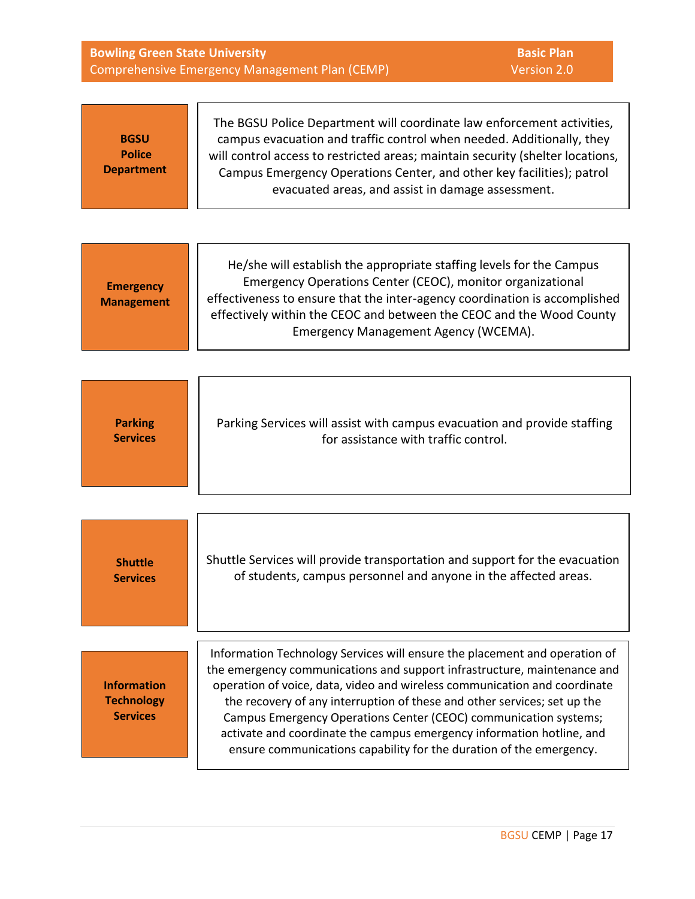| | |
|---|---|
| **BGSU Police Department** | The BGSU Police Department will coordinate law enforcement activities, campus evacuation and traffic control when needed. Additionally, they will control access to restricted areas; maintain security (shelter locations, Campus Emergency Operations Center, and other key facilities); patrol evacuated areas, and assist in damage assessment. |
| **Emergency Management** | He/she will establish the appropriate staffing levels for the Campus Emergency Operations Center (CEOC), monitor organizational effectiveness to ensure that the inter-agency coordination is accomplished effectively within the CEOC and between the CEOC and the Wood County Emergency Management Agency (WCEMA). |
| **Parking Services** | Parking Services will assist with campus evacuation and provide staffing for assistance with traffic control. |
| **Shuttle Services** | Shuttle Services will provide transportation and support for the evacuation of students, campus personnel and anyone in the affected areas. |
| **Information Technology Services** | Information Technology Services will ensure the placement and operation of the emergency communications and support infrastructure, maintenance and operation of voice, data, video and wireless communication and coordinate the recovery of any interruption of these and other services; set up the Campus Emergency Operations Center (CEOC) communication systems; activate and coordinate the campus emergency information hotline, and ensure communications capability for the duration of the emergency. |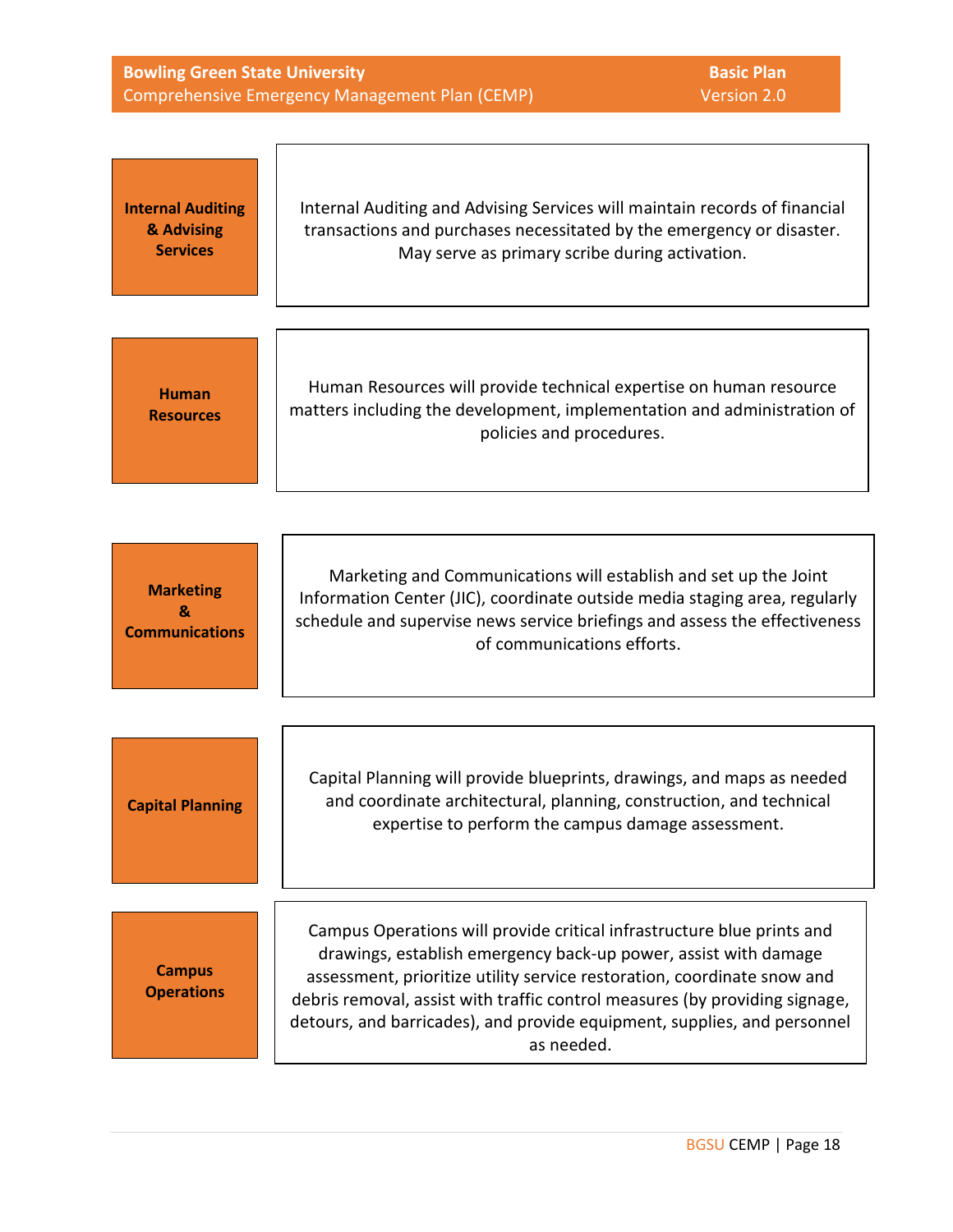| Department | Responsibilities |
| --- | --- |
| **Internal Auditing & Advising Services** | Internal Auditing and Advising Services will maintain records of financial transactions and purchases necessitated by the emergency or disaster. May serve as primary scribe during activation. |
| **Human Resources** | Human Resources will provide technical expertise on human resource matters including the development, implementation and administration of policies and procedures. |
| **Marketing & Communications** | Marketing and Communications will establish and set up the Joint Information Center (JIC), coordinate outside media staging area, regularly schedule and supervise news service briefings and assess the effectiveness of communications efforts. |
| **Capital Planning** | Capital Planning will provide blueprints, drawings, and maps as needed and coordinate architectural, planning, construction, and technical expertise to perform the campus damage assessment. |
| **Campus Operations** | Campus Operations will provide critical infrastructure blue prints and drawings, establish emergency back-up power, assist with damage assessment, prioritize utility service restoration, coordinate snow and debris removal, assist with traffic control measures (by providing signage, detours, and barricades), and provide equipment, supplies, and personnel as needed. |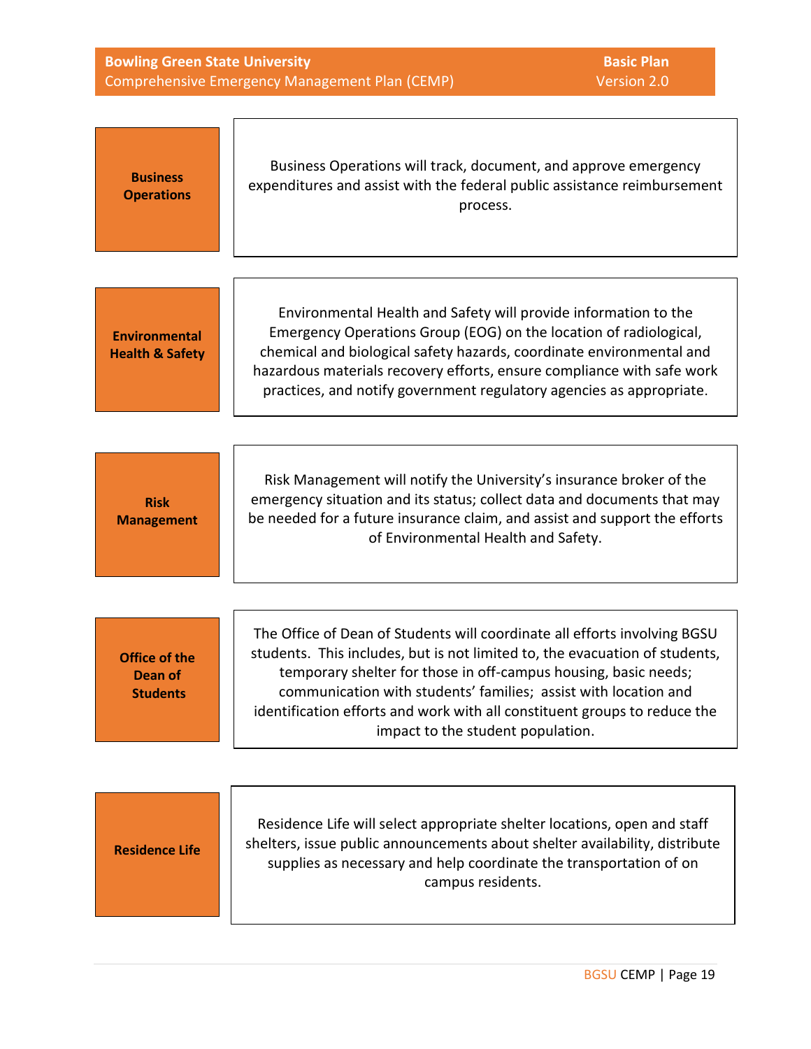| Department | Responsibilities |
| --- | --- |
| **Business Operations** | Business Operations will track, document, and approve emergency expenditures and assist with the federal public assistance reimbursement process. |
| **Environmental Health & Safety** | Environmental Health and Safety will provide information to the Emergency Operations Group (EOG) on the location of radiological, chemical and biological safety hazards, coordinate environmental and hazardous materials recovery efforts, ensure compliance with safe work practices, and notify government regulatory agencies as appropriate. |
| **Risk Management** | Risk Management will notify the University's insurance broker of the emergency situation and its status; collect data and documents that may be needed for a future insurance claim, and assist and support the efforts of Environmental Health and Safety. |
| **Office of the Dean of Students** | The Office of Dean of Students will coordinate all efforts involving BGSU students. This includes, but is not limited to, the evacuation of students, temporary shelter for those in off-campus housing, basic needs; communication with students' families; assist with location and identification efforts and work with all constituent groups to reduce the impact to the student population. |
| **Residence Life** | Residence Life will select appropriate shelter locations, open and staff shelters, issue public announcements about shelter availability, distribute supplies as necessary and help coordinate the transportation of on campus residents. |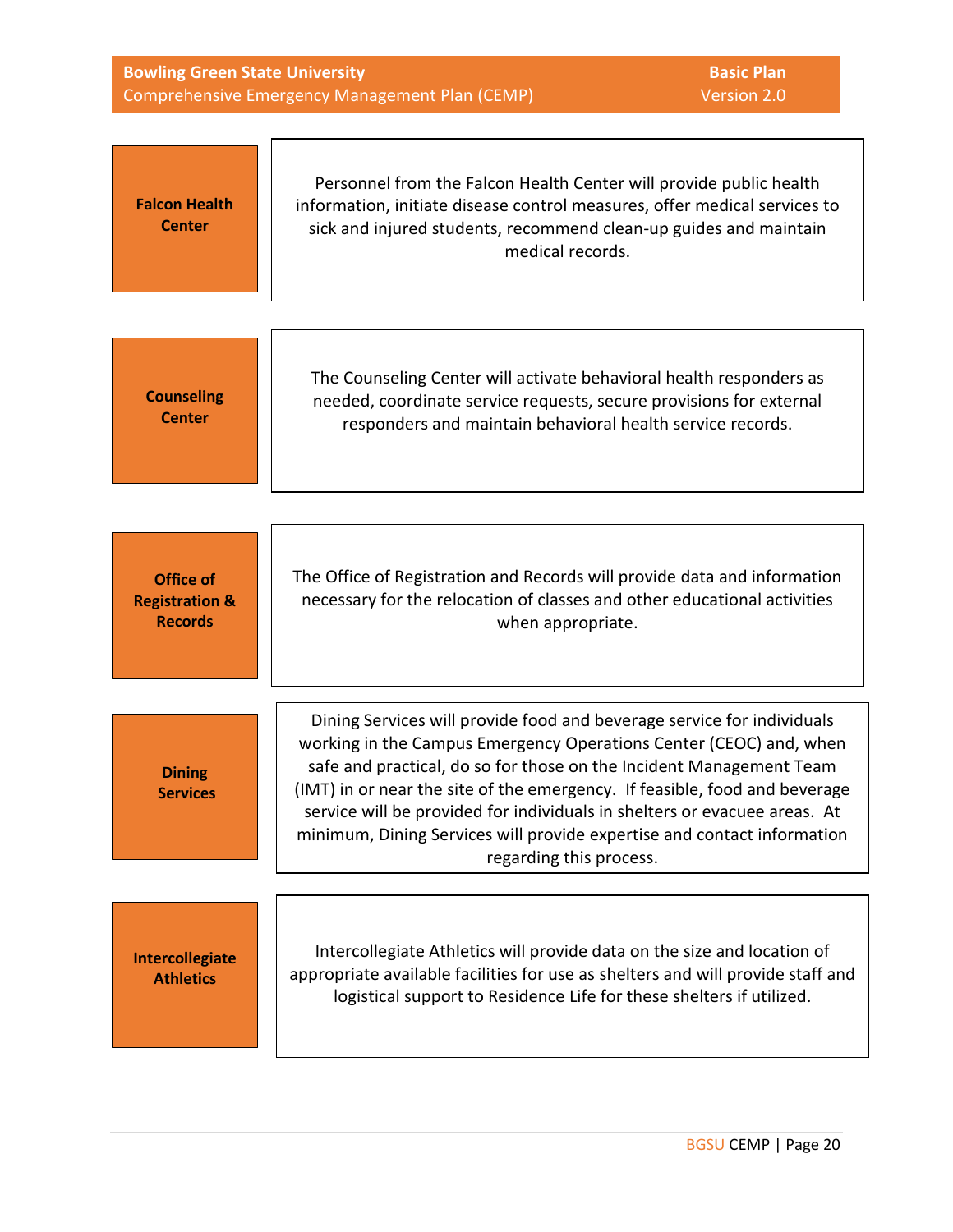| | |
|---|---|
| **Falcon Health Center** | Personnel from the Falcon Health Center will provide public health information, initiate disease control measures, offer medical services to sick and injured students, recommend clean-up guides and maintain medical records. |
| **Counseling Center** | The Counseling Center will activate behavioral health responders as needed, coordinate service requests, secure provisions for external responders and maintain behavioral health service records. |
| **Office of Registration & Records** | The Office of Registration and Records will provide data and information necessary for the relocation of classes and other educational activities when appropriate. |
| **Dining Services** | Dining Services will provide food and beverage service for individuals working in the Campus Emergency Operations Center (CEOC) and, when safe and practical, do so for those on the Incident Management Team (IMT) in or near the site of the emergency. If feasible, food and beverage service will be provided for individuals in shelters or evacuee areas. At minimum, Dining Services will provide expertise and contact information regarding this process. |
| **Intercollegiate Athletics** | Intercollegiate Athletics will provide data on the size and location of appropriate available facilities for use as shelters and will provide staff and logistical support to Residence Life for these shelters if utilized. |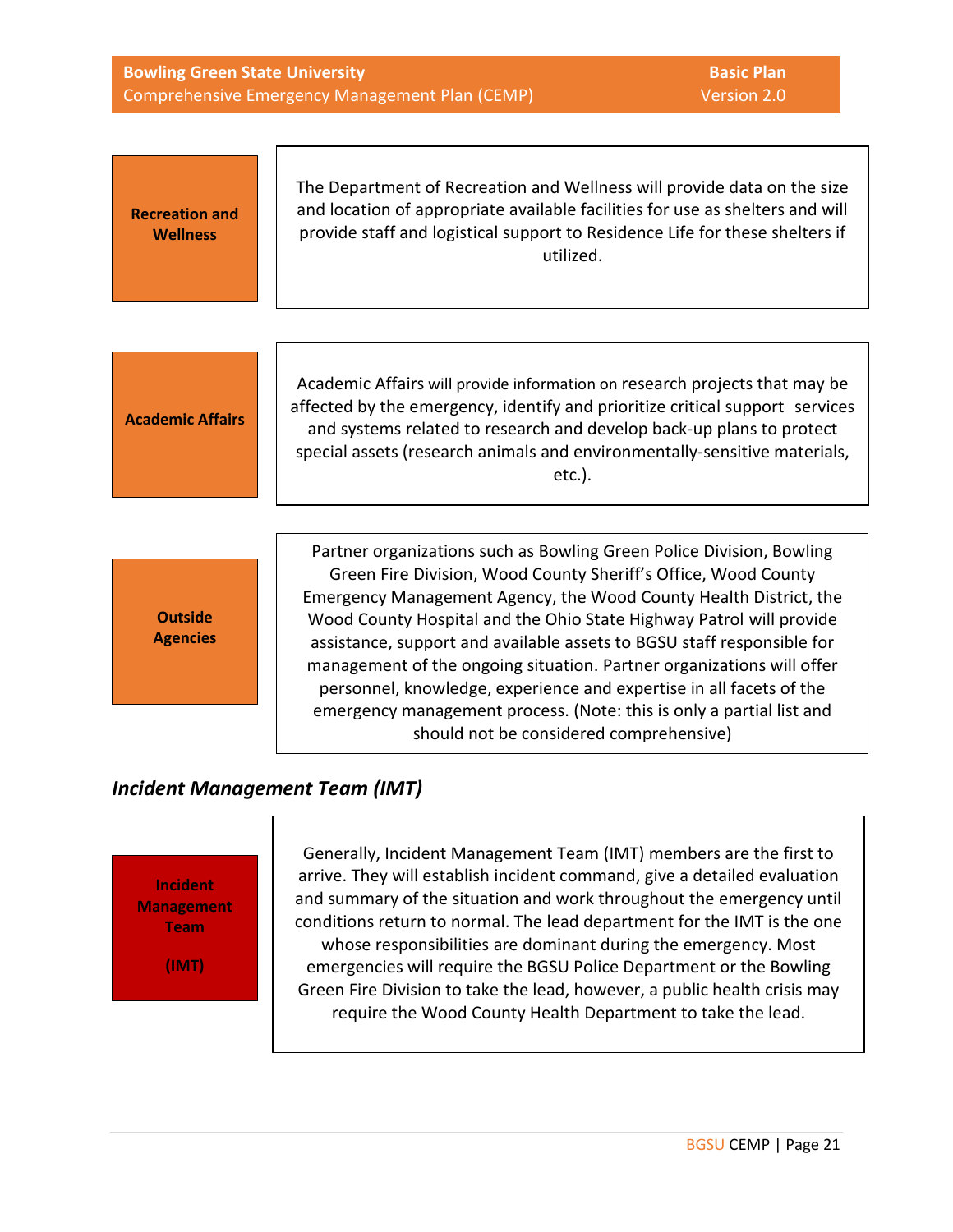| | |
|---|---|
| **Recreation and Wellness** | The Department of Recreation and Wellness will provide data on the size and location of appropriate available facilities for use as shelters and will provide staff and logistical support to Residence Life for these shelters if utilized. |
| **Academic Affairs** | Academic Affairs will provide information on research projects that may be affected by the emergency, identify and prioritize critical support services and systems related to research and develop back-up plans to protect special assets (research animals and environmentally-sensitive materials, etc.). |
| **Outside Agencies** | Partner organizations such as Bowling Green Police Division, Bowling Green Fire Division, Wood County Sheriff's Office, Wood County Emergency Management Agency, the Wood County Health District, the Wood County Hospital and the Ohio State Highway Patrol will provide assistance, support and available assets to BGSU staff responsible for management of the ongoing situation. Partner organizations will offer personnel, knowledge, experience and expertise in all facets of the emergency management process. (Note: this is only a partial list and should not be considered comprehensive) |

### *Incident Management Team (IMT)*

| | |
|---|---|
| **Incident Management Team (IMT)** | Generally, Incident Management Team (IMT) members are the first to arrive. They will establish incident command, give a detailed evaluation and summary of the situation and work throughout the emergency until conditions return to normal. The lead department for the IMT is the one whose responsibilities are dominant during the emergency. Most emergencies will require the BGSU Police Department or the Bowling Green Fire Division to take the lead, however, a public health crisis may require the Wood County Health Department to take the lead. |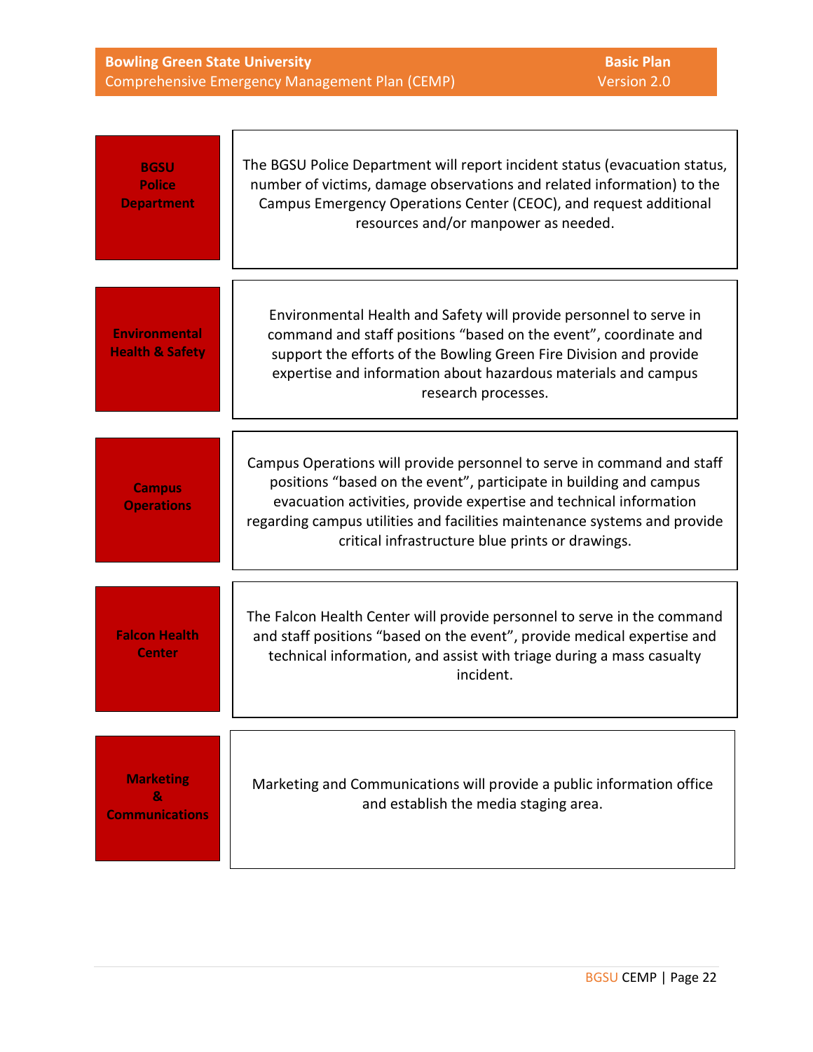| | |
|---|---|
| **BGSU Police Department** | The BGSU Police Department will report incident status (evacuation status, number of victims, damage observations and related information) to the Campus Emergency Operations Center (CEOC), and request additional resources and/or manpower as needed. |
| **Environmental Health & Safety** | Environmental Health and Safety will provide personnel to serve in command and staff positions "based on the event", coordinate and support the efforts of the Bowling Green Fire Division and provide expertise and information about hazardous materials and campus research processes. |
| **Campus Operations** | Campus Operations will provide personnel to serve in command and staff positions "based on the event", participate in building and campus evacuation activities, provide expertise and technical information regarding campus utilities and facilities maintenance systems and provide critical infrastructure blue prints or drawings. |
| **Falcon Health Center** | The Falcon Health Center will provide personnel to serve in the command and staff positions "based on the event", provide medical expertise and technical information, and assist with triage during a mass casualty incident. |
| **Marketing & Communications** | Marketing and Communications will provide a public information office and establish the media staging area. |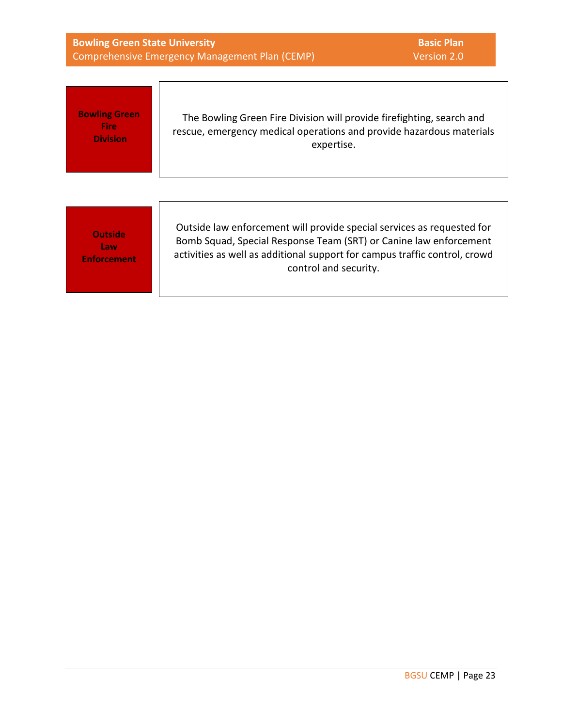| | |
|---|---|
| **Bowling Green Fire Division** | The Bowling Green Fire Division will provide firefighting, search and rescue, emergency medical operations and provide hazardous materials expertise. |
| **Outside Law Enforcement** | Outside law enforcement will provide special services as requested for Bomb Squad, Special Response Team (SRT) or Canine law enforcement activities as well as additional support for campus traffic control, crowd control and security. |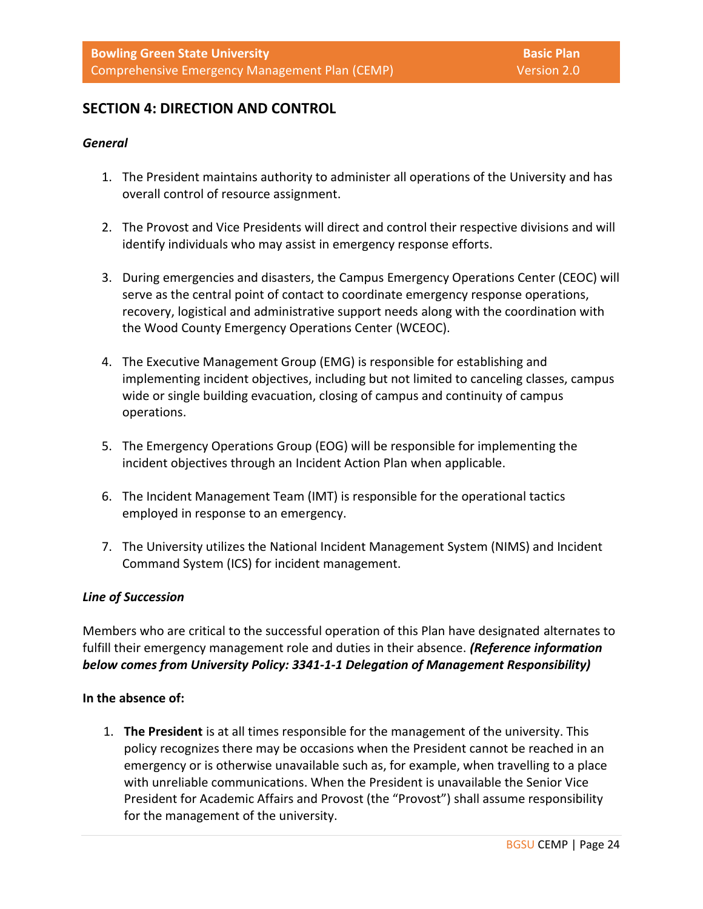## SECTION 4: DIRECTION AND CONTROL

### *General*

1. The President maintains authority to administer all operations of the University and has overall control of resource assignment.

2. The Provost and Vice Presidents will direct and control their respective divisions and will identify individuals who may assist in emergency response efforts.

3. During emergencies and disasters, the Campus Emergency Operations Center (CEOC) will serve as the central point of contact to coordinate emergency response operations, recovery, logistical and administrative support needs along with the coordination with the Wood County Emergency Operations Center (WCEOC).

4. The Executive Management Group (EMG) is responsible for establishing and implementing incident objectives, including but not limited to canceling classes, campus wide or single building evacuation, closing of campus and continuity of campus operations.

5. The Emergency Operations Group (EOG) will be responsible for implementing the incident objectives through an Incident Action Plan when applicable.

6. The Incident Management Team (IMT) is responsible for the operational tactics employed in response to an emergency.

7. The University utilizes the National Incident Management System (NIMS) and Incident Command System (ICS) for incident management.

### *Line of Succession*

Members who are critical to the successful operation of this Plan have designated alternates to fulfill their emergency management role and duties in their absence. ***(Reference information below comes from University Policy: 3341-1-1 Delegation of Management Responsibility)***

**In the absence of:**

1. **The President** is at all times responsible for the management of the university. This policy recognizes there may be occasions when the President cannot be reached in an emergency or is otherwise unavailable such as, for example, when travelling to a place with unreliable communications. When the President is unavailable the Senior Vice President for Academic Affairs and Provost (the "Provost") shall assume responsibility for the management of the university.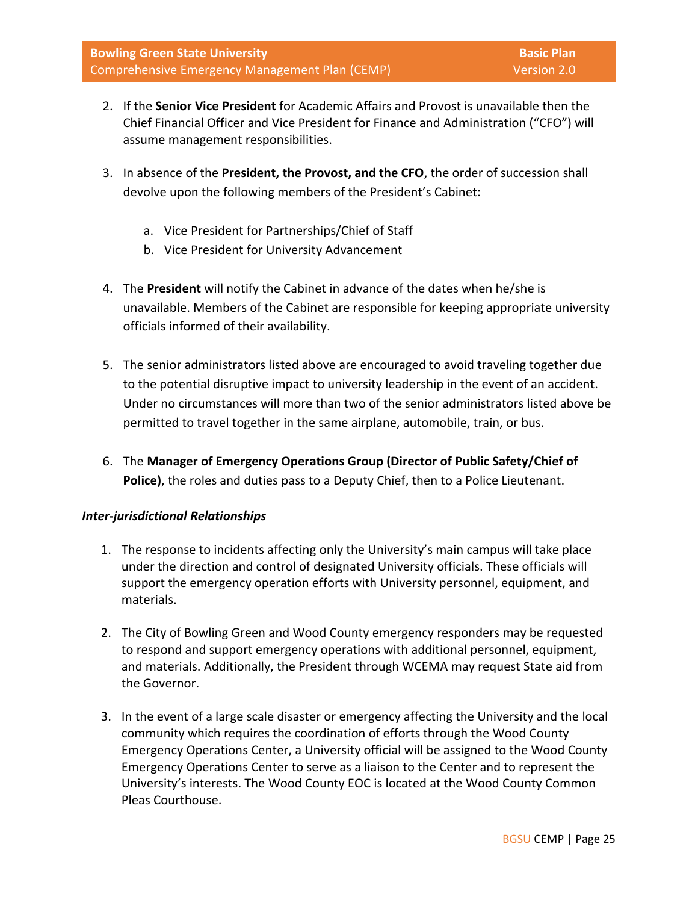2. If the **Senior Vice President** for Academic Affairs and Provost is unavailable then the Chief Financial Officer and Vice President for Finance and Administration (“CFO”) will assume management responsibilities.

3. In absence of the **President, the Provost, and the CFO**, the order of succession shall devolve upon the following members of the President’s Cabinet:

   a. Vice President for Partnerships/Chief of Staff
   b. Vice President for University Advancement

4. The **President** will notify the Cabinet in advance of the dates when he/she is unavailable. Members of the Cabinet are responsible for keeping appropriate university officials informed of their availability.

5. The senior administrators listed above are encouraged to avoid traveling together due to the potential disruptive impact to university leadership in the event of an accident. Under no circumstances will more than two of the senior administrators listed above be permitted to travel together in the same airplane, automobile, train, or bus.

6. The **Manager of Emergency Operations Group (Director of Public Safety/Chief of Police)**, the roles and duties pass to a Deputy Chief, then to a Police Lieutenant.

***Inter-jurisdictional Relationships***

1. The response to incidents affecting only the University’s main campus will take place under the direction and control of designated University officials. These officials will support the emergency operation efforts with University personnel, equipment, and materials.

2. The City of Bowling Green and Wood County emergency responders may be requested to respond and support emergency operations with additional personnel, equipment, and materials. Additionally, the President through WCEMA may request State aid from the Governor.

3. In the event of a large scale disaster or emergency affecting the University and the local community which requires the coordination of efforts through the Wood County Emergency Operations Center, a University official will be assigned to the Wood County Emergency Operations Center to serve as a liaison to the Center and to represent the University’s interests. The Wood County EOC is located at the Wood County Common Pleas Courthouse.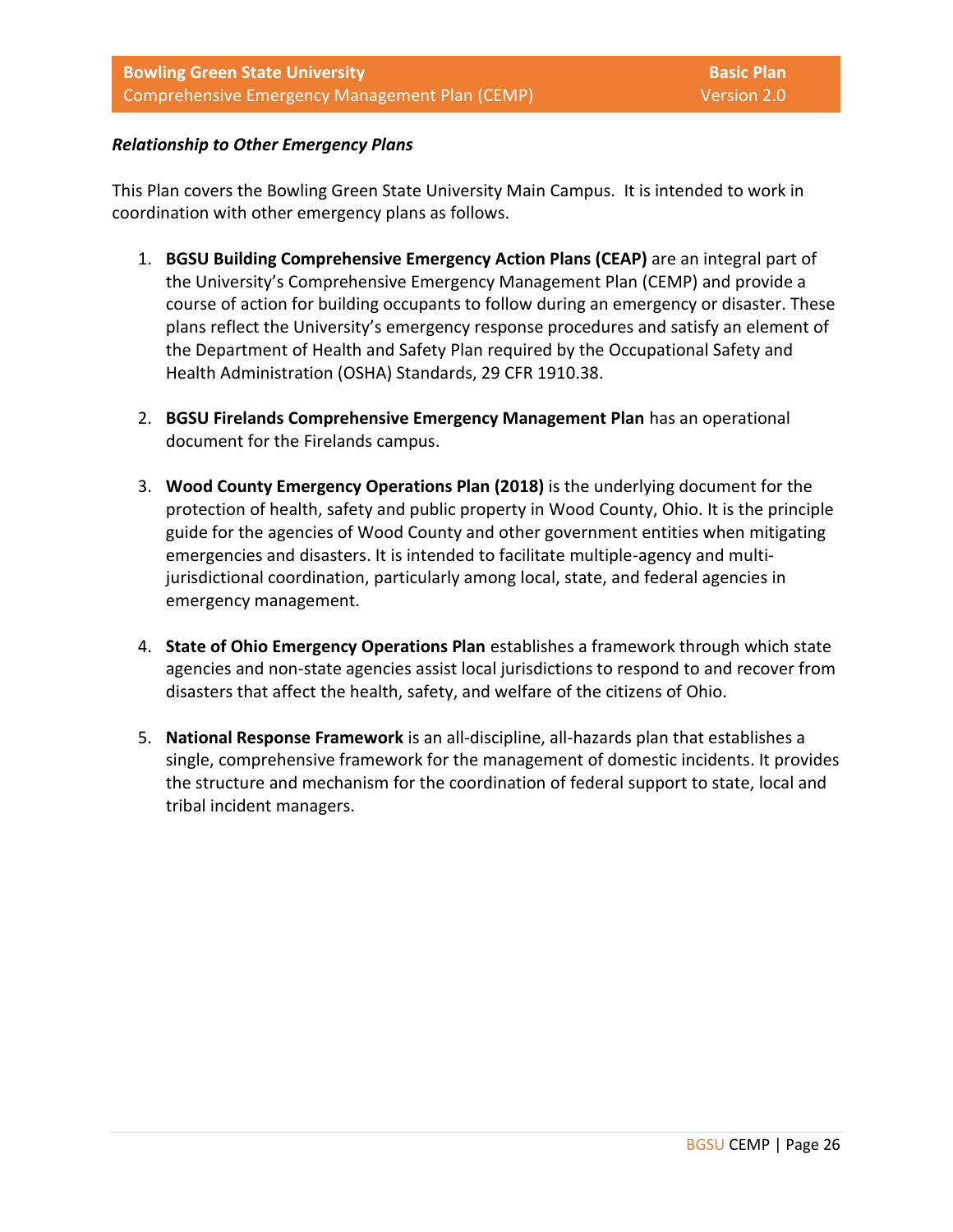***Relationship to Other Emergency Plans***

This Plan covers the Bowling Green State University Main Campus. It is intended to work in coordination with other emergency plans as follows.

1. **BGSU Building Comprehensive Emergency Action Plans (CEAP)** are an integral part of the University's Comprehensive Emergency Management Plan (CEMP) and provide a course of action for building occupants to follow during an emergency or disaster. These plans reflect the University's emergency response procedures and satisfy an element of the Department of Health and Safety Plan required by the Occupational Safety and Health Administration (OSHA) Standards, 29 CFR 1910.38.

2. **BGSU Firelands Comprehensive Emergency Management Plan** has an operational document for the Firelands campus.

3. **Wood County Emergency Operations Plan (2018)** is the underlying document for the protection of health, safety and public property in Wood County, Ohio. It is the principle guide for the agencies of Wood County and other government entities when mitigating emergencies and disasters. It is intended to facilitate multiple-agency and multi-jurisdictional coordination, particularly among local, state, and federal agencies in emergency management.

4. **State of Ohio Emergency Operations Plan** establishes a framework through which state agencies and non-state agencies assist local jurisdictions to respond to and recover from disasters that affect the health, safety, and welfare of the citizens of Ohio.

5. **National Response Framework** is an all-discipline, all-hazards plan that establishes a single, comprehensive framework for the management of domestic incidents. It provides the structure and mechanism for the coordination of federal support to state, local and tribal incident managers.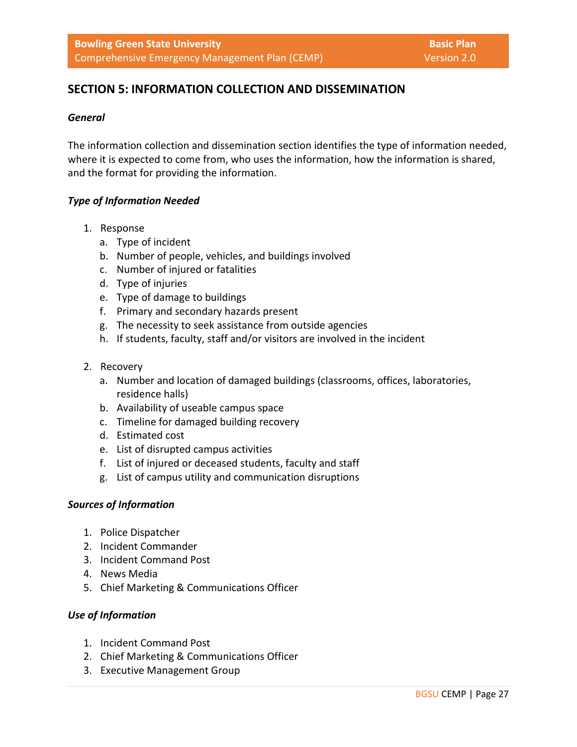## SECTION 5: INFORMATION COLLECTION AND DISSEMINATION

***General***

The information collection and dissemination section identifies the type of information needed, where it is expected to come from, who uses the information, how the information is shared, and the format for providing the information.

***Type of Information Needed***

1. Response
   a. Type of incident
   b. Number of people, vehicles, and buildings involved
   c. Number of injured or fatalities
   d. Type of injuries
   e. Type of damage to buildings
   f. Primary and secondary hazards present
   g. The necessity to seek assistance from outside agencies
   h. If students, faculty, staff and/or visitors are involved in the incident

2. Recovery
   a. Number and location of damaged buildings (classrooms, offices, laboratories, residence halls)
   b. Availability of useable campus space
   c. Timeline for damaged building recovery
   d. Estimated cost
   e. List of disrupted campus activities
   f. List of injured or deceased students, faculty and staff
   g. List of campus utility and communication disruptions

***Sources of Information***

1. Police Dispatcher
2. Incident Commander
3. Incident Command Post
4. News Media
5. Chief Marketing & Communications Officer

***Use of Information***

1. Incident Command Post
2. Chief Marketing & Communications Officer
3. Executive Management Group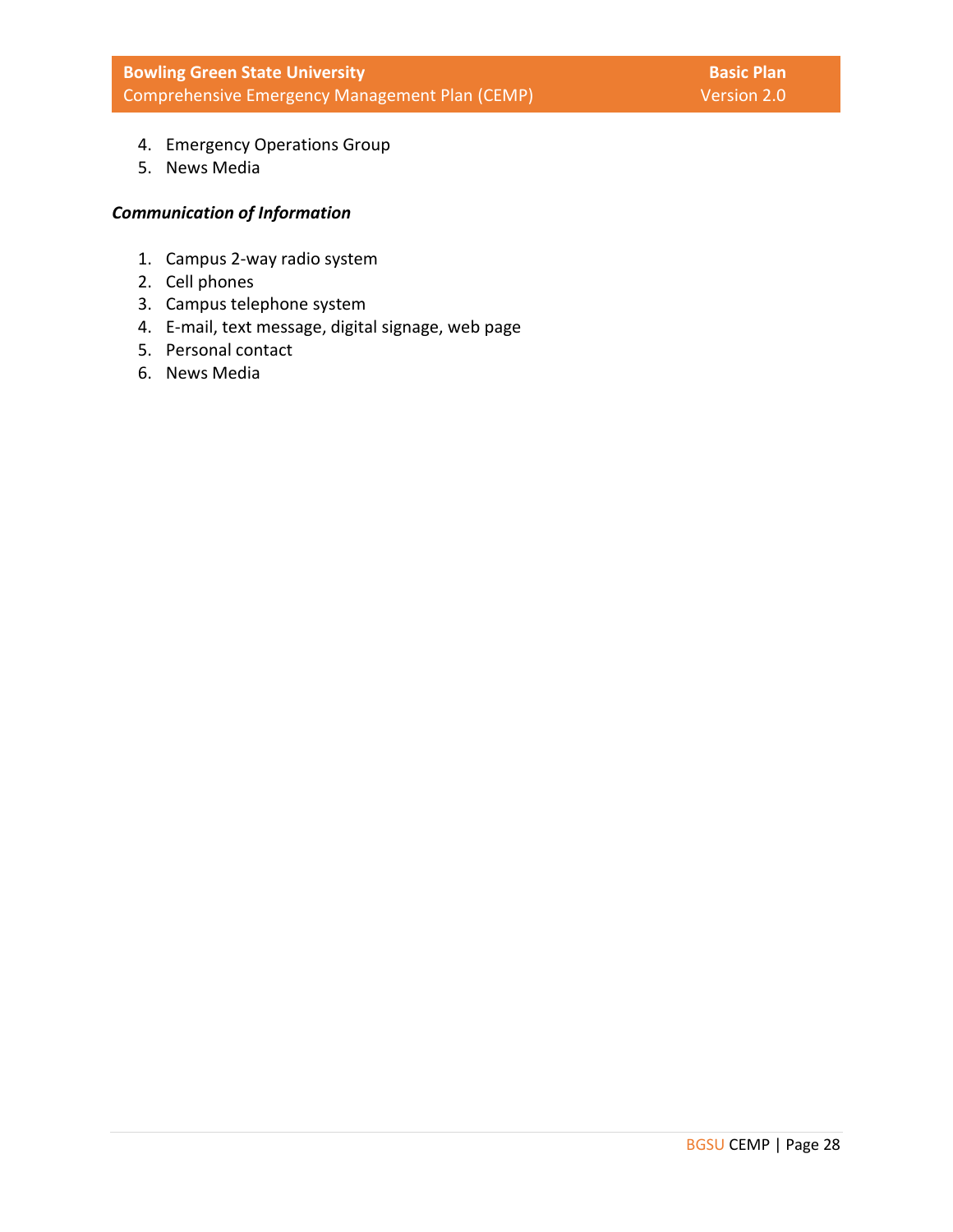4. Emergency Operations Group
5. News Media

***Communication of Information***

1. Campus 2-way radio system
2. Cell phones
3. Campus telephone system
4. E-mail, text message, digital signage, web page
5. Personal contact
6. News Media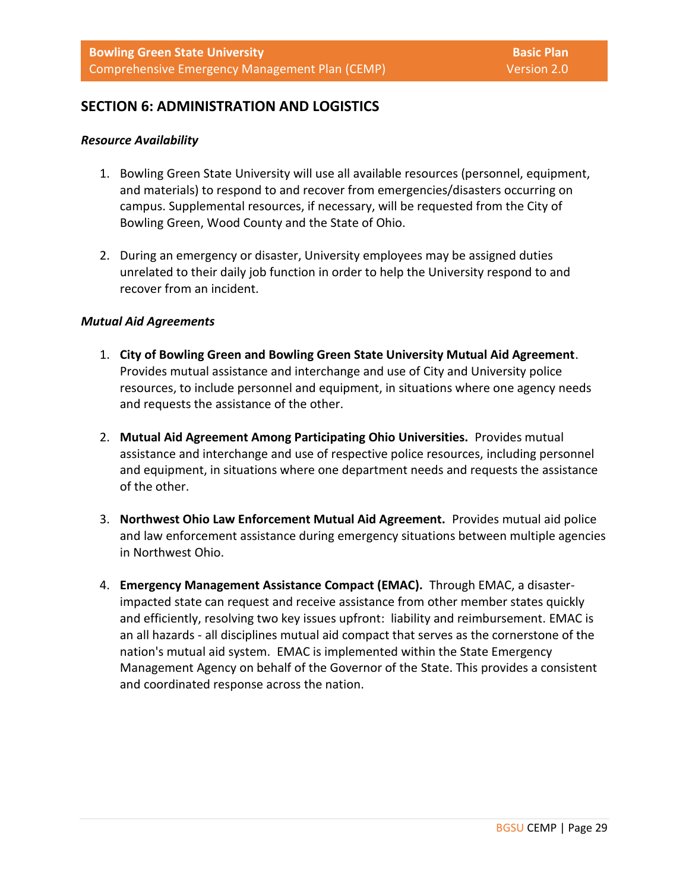## SECTION 6: ADMINISTRATION AND LOGISTICS

### *Resource Availability*

1. Bowling Green State University will use all available resources (personnel, equipment, and materials) to respond to and recover from emergencies/disasters occurring on campus. Supplemental resources, if necessary, will be requested from the City of Bowling Green, Wood County and the State of Ohio.

2. During an emergency or disaster, University employees may be assigned duties unrelated to their daily job function in order to help the University respond to and recover from an incident.

### *Mutual Aid Agreements*

1. **City of Bowling Green and Bowling Green State University Mutual Aid Agreement**. Provides mutual assistance and interchange and use of City and University police resources, to include personnel and equipment, in situations where one agency needs and requests the assistance of the other.

2. **Mutual Aid Agreement Among Participating Ohio Universities.** Provides mutual assistance and interchange and use of respective police resources, including personnel and equipment, in situations where one department needs and requests the assistance of the other.

3. **Northwest Ohio Law Enforcement Mutual Aid Agreement.** Provides mutual aid police and law enforcement assistance during emergency situations between multiple agencies in Northwest Ohio.

4. **Emergency Management Assistance Compact (EMAC).** Through EMAC, a disaster-impacted state can request and receive assistance from other member states quickly and efficiently, resolving two key issues upfront: liability and reimbursement. EMAC is an all hazards - all disciplines mutual aid compact that serves as the cornerstone of the nation's mutual aid system. EMAC is implemented within the State Emergency Management Agency on behalf of the Governor of the State. This provides a consistent and coordinated response across the nation.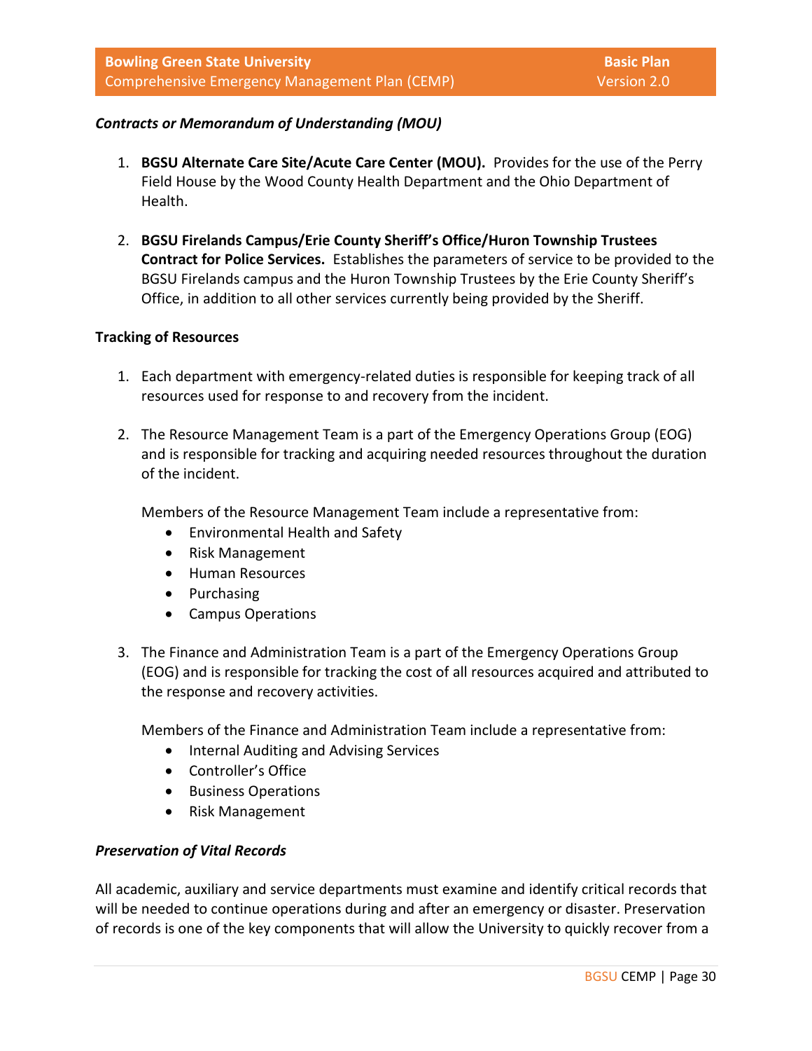### *Contracts or Memorandum of Understanding (MOU)*

1. **BGSU Alternate Care Site/Acute Care Center (MOU).** Provides for the use of the Perry Field House by the Wood County Health Department and the Ohio Department of Health.

2. **BGSU Firelands Campus/Erie County Sheriff's Office/Huron Township Trustees Contract for Police Services.** Establishes the parameters of service to be provided to the BGSU Firelands campus and the Huron Township Trustees by the Erie County Sheriff's Office, in addition to all other services currently being provided by the Sheriff.

### Tracking of Resources

1. Each department with emergency-related duties is responsible for keeping track of all resources used for response to and recovery from the incident.

2. The Resource Management Team is a part of the Emergency Operations Group (EOG) and is responsible for tracking and acquiring needed resources throughout the duration of the incident.

   Members of the Resource Management Team include a representative from:
   - Environmental Health and Safety
   - Risk Management
   - Human Resources
   - Purchasing
   - Campus Operations

3. The Finance and Administration Team is a part of the Emergency Operations Group (EOG) and is responsible for tracking the cost of all resources acquired and attributed to the response and recovery activities.

   Members of the Finance and Administration Team include a representative from:
   - Internal Auditing and Advising Services
   - Controller's Office
   - Business Operations
   - Risk Management

### *Preservation of Vital Records*

All academic, auxiliary and service departments must examine and identify critical records that will be needed to continue operations during and after an emergency or disaster. Preservation of records is one of the key components that will allow the University to quickly recover from a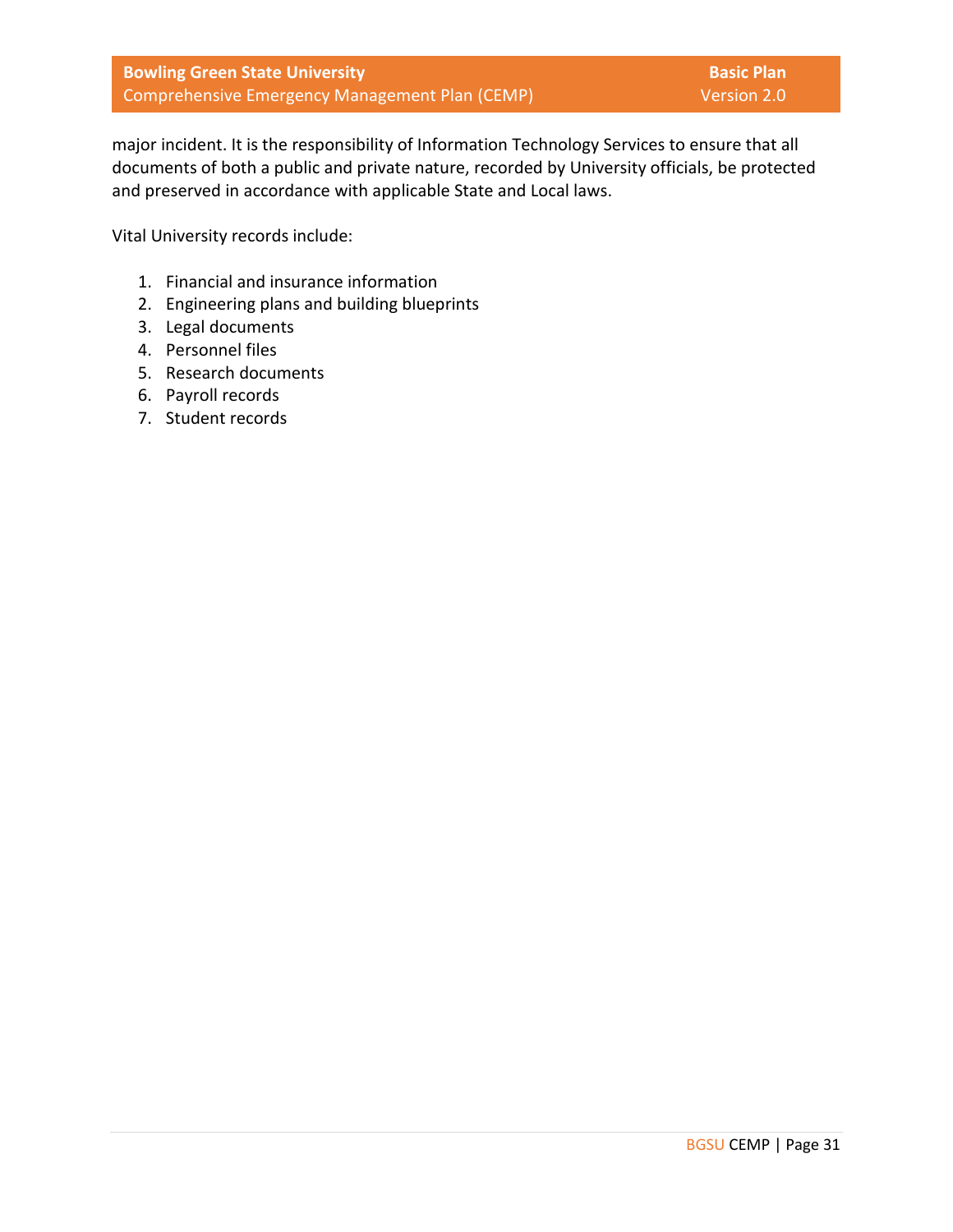major incident. It is the responsibility of Information Technology Services to ensure that all documents of both a public and private nature, recorded by University officials, be protected and preserved in accordance with applicable State and Local laws.

Vital University records include:

1. Financial and insurance information
2. Engineering plans and building blueprints
3. Legal documents
4. Personnel files
5. Research documents
6. Payroll records
7. Student records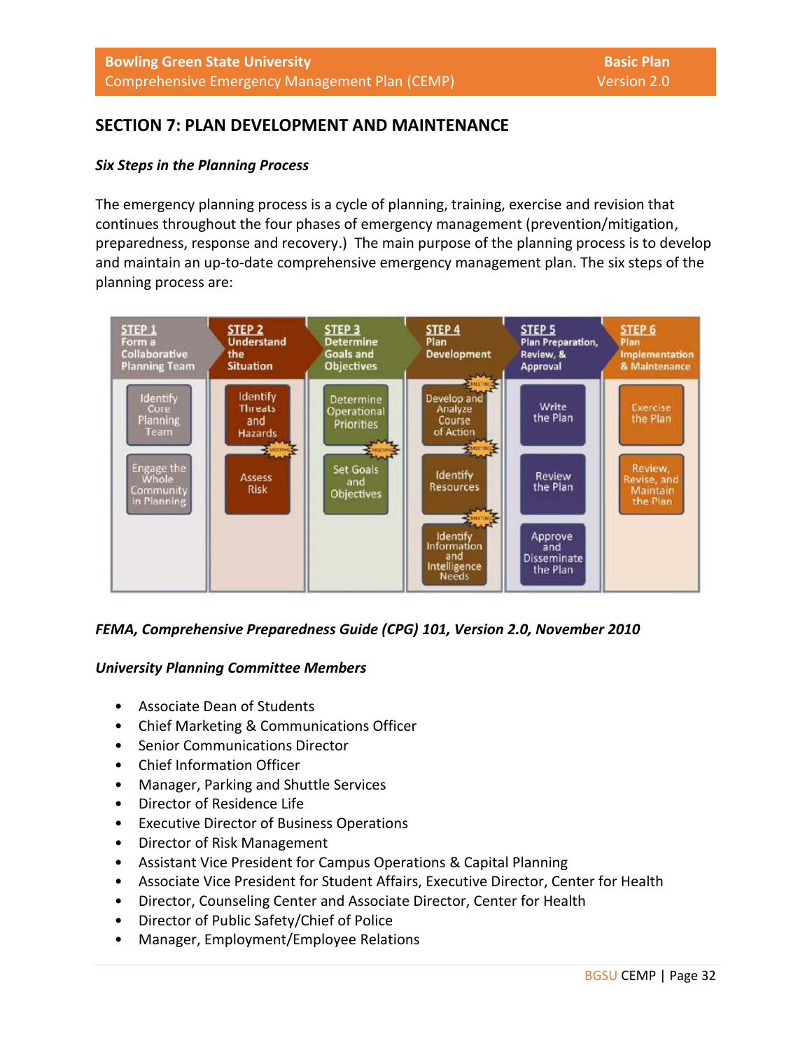## SECTION 7: PLAN DEVELOPMENT AND MAINTENANCE

### *Six Steps in the Planning Process*

The emergency planning process is a cycle of planning, training, exercise and revision that continues throughout the four phases of emergency management (prevention/mitigation, preparedness, response and recovery.) The main purpose of the planning process is to develop and maintain an up-to-date comprehensive emergency management plan. The six steps of the planning process are:

| STEP 1<br>Form a Collaborative Planning Team | STEP 2<br>Understand the Situation | STEP 3<br>Determine Goals and Objectives | STEP 4<br>Plan Development | STEP 5<br>Plan Preparation, Review, & Approval | STEP 6<br>Plan Implementation & Maintenance |
|---|---|---|---|---|---|
| Identify Core Planning Team | Identify Threats and Hazards | Determine Operational Priorities | Develop and Analyze Course of Action | Write the Plan | Exercise the Plan |
| Engage the Whole Community in Planning | Assess Risk | Set Goals and Objectives | Identify Resources | Review the Plan | Review, Revise, and Maintain the Plan |
| | | | Identify Information and Intelligence Needs | Approve and Disseminate the Plan | |

***FEMA, Comprehensive Preparedness Guide (CPG) 101, Version 2.0, November 2010***

### *University Planning Committee Members*

- Associate Dean of Students
- Chief Marketing & Communications Officer
- Senior Communications Director
- Chief Information Officer
- Manager, Parking and Shuttle Services
- Director of Residence Life
- Executive Director of Business Operations
- Director of Risk Management
- Assistant Vice President for Campus Operations & Capital Planning
- Associate Vice President for Student Affairs, Executive Director, Center for Health
- Director, Counseling Center and Associate Director, Center for Health
- Director of Public Safety/Chief of Police
- Manager, Employment/Employee Relations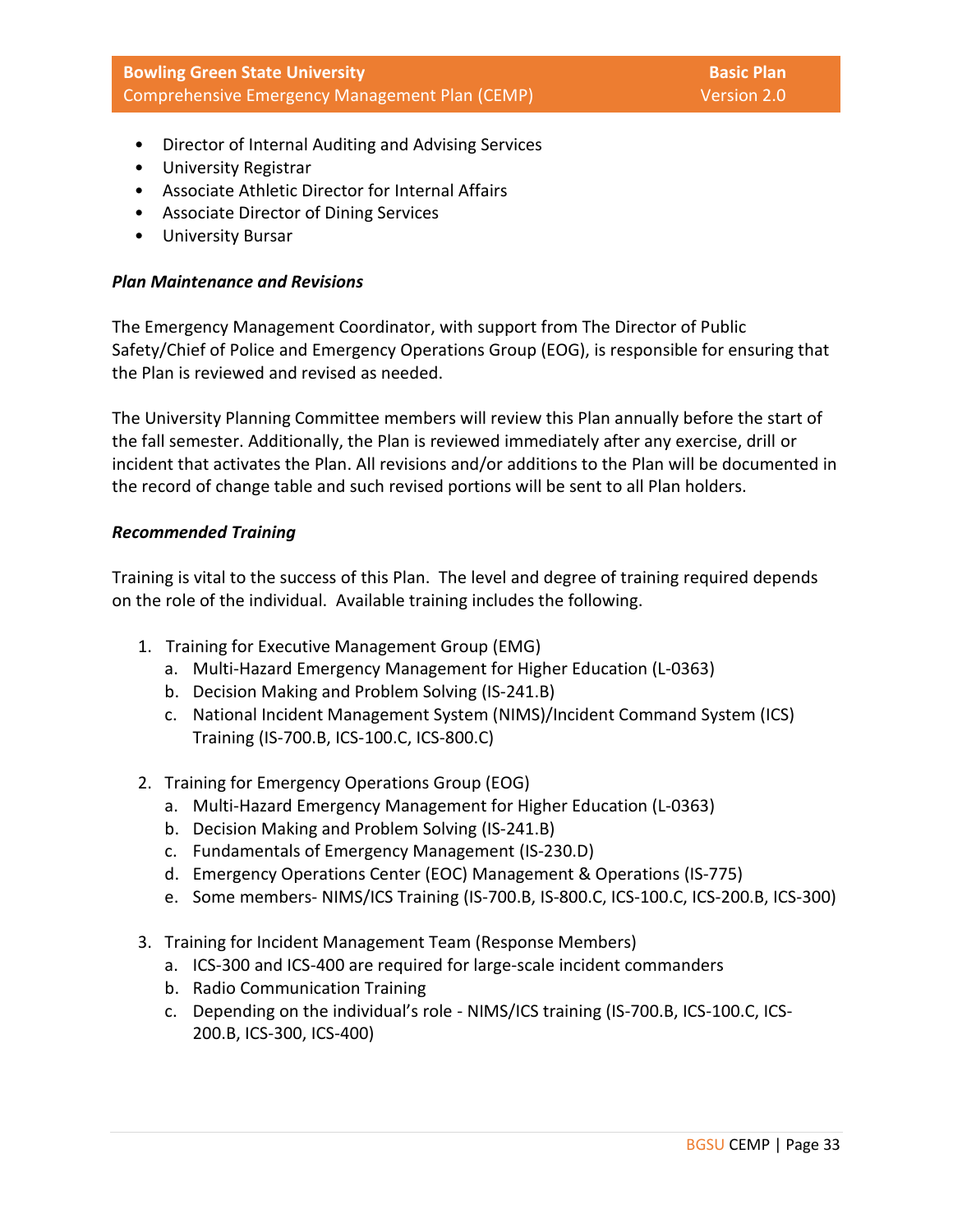- Director of Internal Auditing and Advising Services
- University Registrar
- Associate Athletic Director for Internal Affairs
- Associate Director of Dining Services
- University Bursar

***Plan Maintenance and Revisions***

The Emergency Management Coordinator, with support from The Director of Public Safety/Chief of Police and Emergency Operations Group (EOG), is responsible for ensuring that the Plan is reviewed and revised as needed.

The University Planning Committee members will review this Plan annually before the start of the fall semester. Additionally, the Plan is reviewed immediately after any exercise, drill or incident that activates the Plan. All revisions and/or additions to the Plan will be documented in the record of change table and such revised portions will be sent to all Plan holders.

***Recommended Training***

Training is vital to the success of this Plan. The level and degree of training required depends on the role of the individual. Available training includes the following.

1. Training for Executive Management Group (EMG)
   a. Multi-Hazard Emergency Management for Higher Education (L-0363)
   b. Decision Making and Problem Solving (IS-241.B)
   c. National Incident Management System (NIMS)/Incident Command System (ICS) Training (IS-700.B, ICS-100.C, ICS-800.C)

2. Training for Emergency Operations Group (EOG)
   a. Multi-Hazard Emergency Management for Higher Education (L-0363)
   b. Decision Making and Problem Solving (IS-241.B)
   c. Fundamentals of Emergency Management (IS-230.D)
   d. Emergency Operations Center (EOC) Management & Operations (IS-775)
   e. Some members- NIMS/ICS Training (IS-700.B, IS-800.C, ICS-100.C, ICS-200.B, ICS-300)

3. Training for Incident Management Team (Response Members)
   a. ICS-300 and ICS-400 are required for large-scale incident commanders
   b. Radio Communication Training
   c. Depending on the individual's role - NIMS/ICS training (IS-700.B, ICS-100.C, ICS-200.B, ICS-300, ICS-400)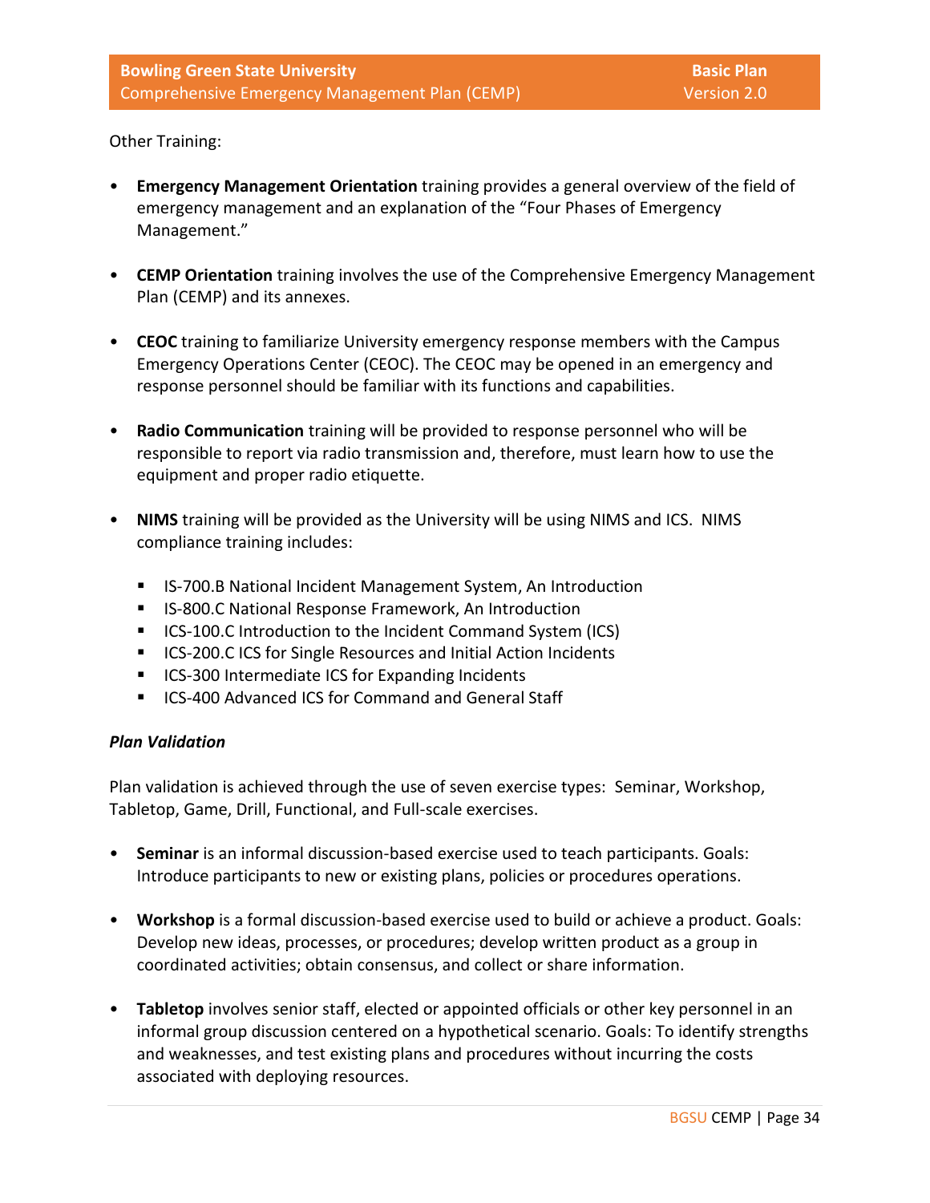Other Training:

- **Emergency Management Orientation** training provides a general overview of the field of emergency management and an explanation of the "Four Phases of Emergency Management."

- **CEMP Orientation** training involves the use of the Comprehensive Emergency Management Plan (CEMP) and its annexes.

- **CEOC** training to familiarize University emergency response members with the Campus Emergency Operations Center (CEOC). The CEOC may be opened in an emergency and response personnel should be familiar with its functions and capabilities.

- **Radio Communication** training will be provided to response personnel who will be responsible to report via radio transmission and, therefore, must learn how to use the equipment and proper radio etiquette.

- **NIMS** training will be provided as the University will be using NIMS and ICS. NIMS compliance training includes:

  - IS-700.B National Incident Management System, An Introduction
  - IS-800.C National Response Framework, An Introduction
  - ICS-100.C Introduction to the Incident Command System (ICS)
  - ICS-200.C ICS for Single Resources and Initial Action Incidents
  - ICS-300 Intermediate ICS for Expanding Incidents
  - ICS-400 Advanced ICS for Command and General Staff

***Plan Validation***

Plan validation is achieved through the use of seven exercise types: Seminar, Workshop, Tabletop, Game, Drill, Functional, and Full-scale exercises.

- **Seminar** is an informal discussion-based exercise used to teach participants. Goals: Introduce participants to new or existing plans, policies or procedures operations.

- **Workshop** is a formal discussion-based exercise used to build or achieve a product. Goals: Develop new ideas, processes, or procedures; develop written product as a group in coordinated activities; obtain consensus, and collect or share information.

- **Tabletop** involves senior staff, elected or appointed officials or other key personnel in an informal group discussion centered on a hypothetical scenario. Goals: To identify strengths and weaknesses, and test existing plans and procedures without incurring the costs associated with deploying resources.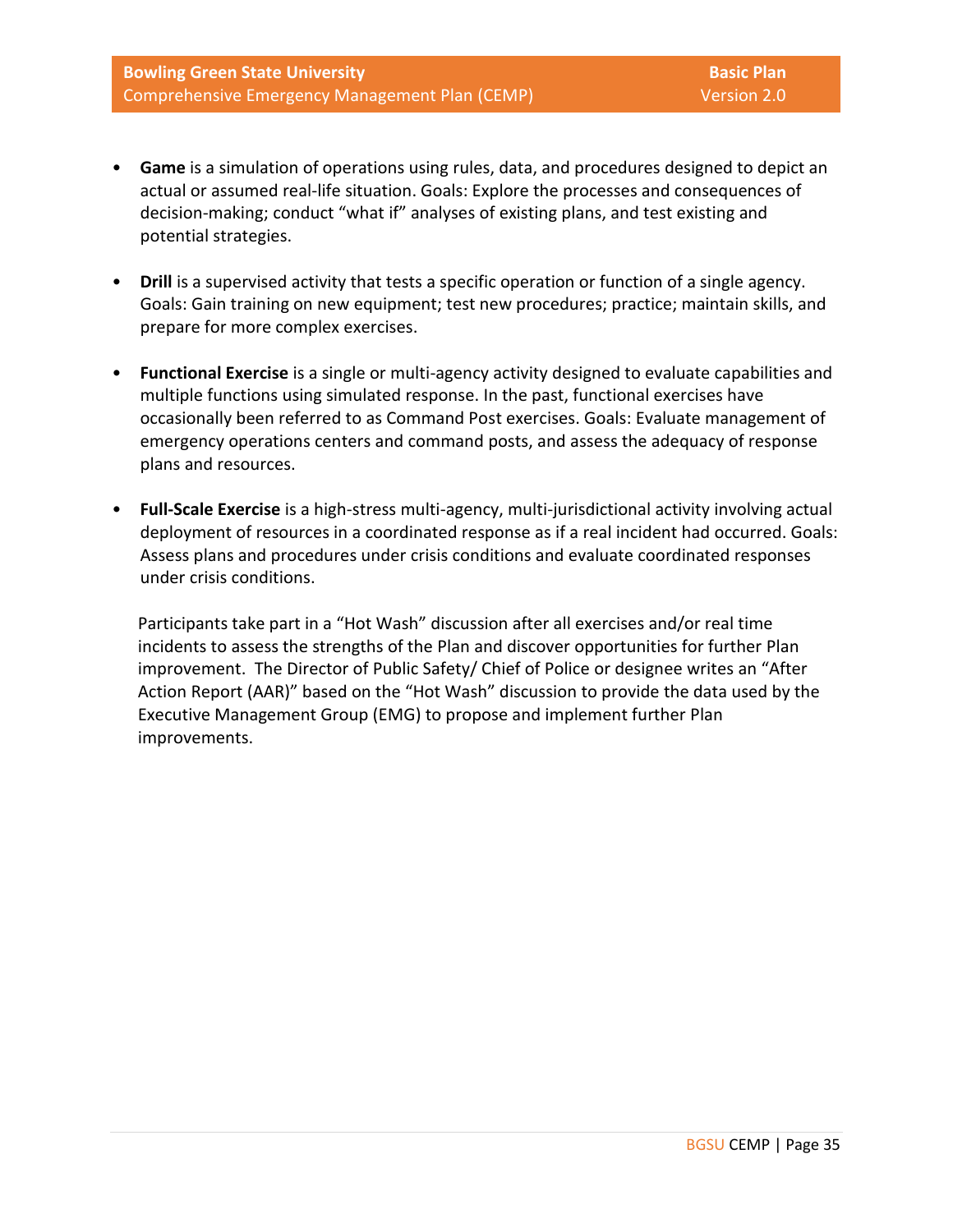- **Game** is a simulation of operations using rules, data, and procedures designed to depict an actual or assumed real-life situation. Goals: Explore the processes and consequences of decision-making; conduct "what if" analyses of existing plans, and test existing and potential strategies.

- **Drill** is a supervised activity that tests a specific operation or function of a single agency. Goals: Gain training on new equipment; test new procedures; practice; maintain skills, and prepare for more complex exercises.

- **Functional Exercise** is a single or multi-agency activity designed to evaluate capabilities and multiple functions using simulated response. In the past, functional exercises have occasionally been referred to as Command Post exercises. Goals: Evaluate management of emergency operations centers and command posts, and assess the adequacy of response plans and resources.

- **Full-Scale Exercise** is a high-stress multi-agency, multi-jurisdictional activity involving actual deployment of resources in a coordinated response as if a real incident had occurred. Goals: Assess plans and procedures under crisis conditions and evaluate coordinated responses under crisis conditions.

Participants take part in a "Hot Wash" discussion after all exercises and/or real time incidents to assess the strengths of the Plan and discover opportunities for further Plan improvement. The Director of Public Safety/ Chief of Police or designee writes an "After Action Report (AAR)" based on the "Hot Wash" discussion to provide the data used by the Executive Management Group (EMG) to propose and implement further Plan improvements.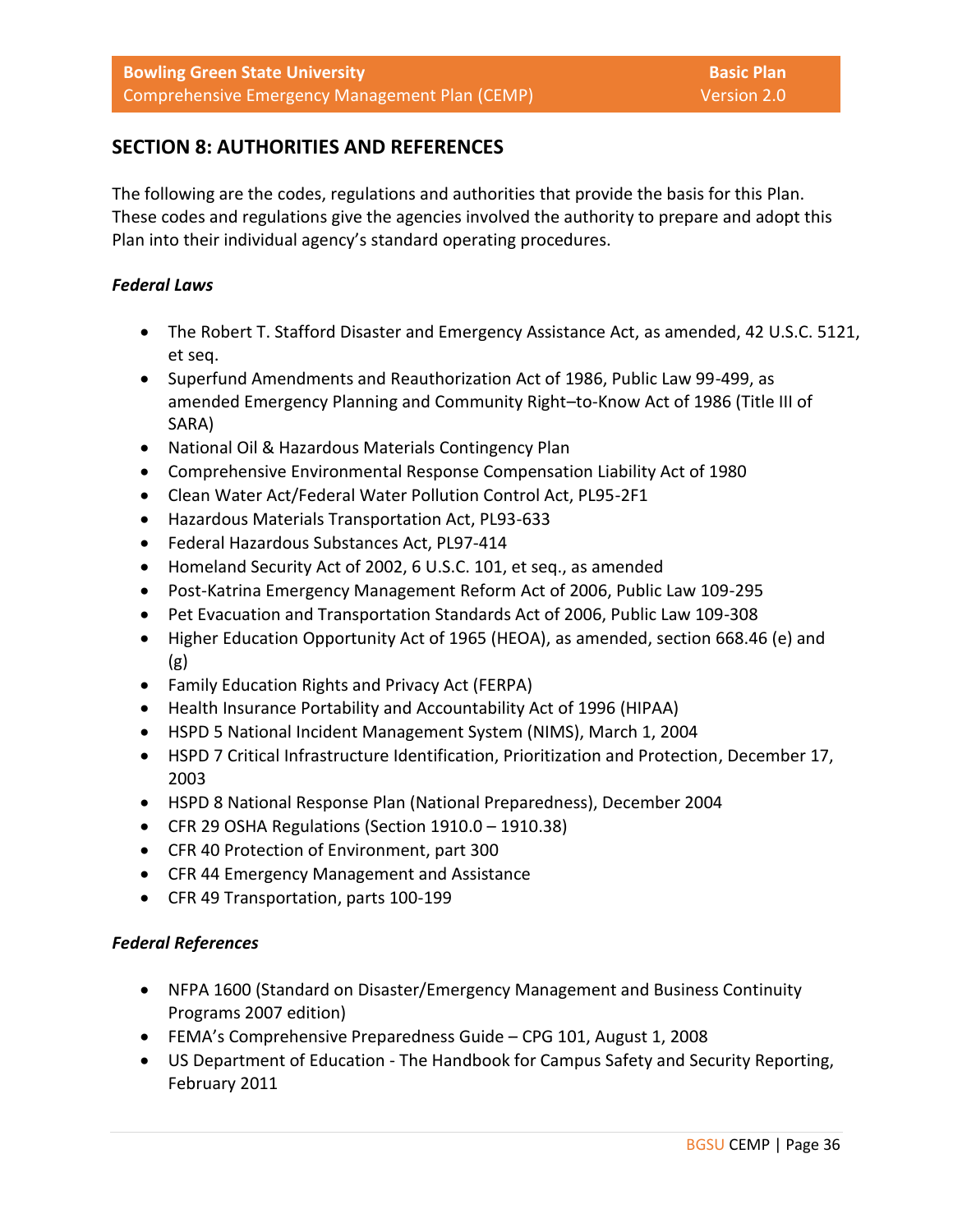## SECTION 8: AUTHORITIES AND REFERENCES

The following are the codes, regulations and authorities that provide the basis for this Plan. These codes and regulations give the agencies involved the authority to prepare and adopt this Plan into their individual agency's standard operating procedures.

### *Federal Laws*

- The Robert T. Stafford Disaster and Emergency Assistance Act, as amended, 42 U.S.C. 5121, et seq.
- Superfund Amendments and Reauthorization Act of 1986, Public Law 99-499, as amended Emergency Planning and Community Right–to-Know Act of 1986 (Title III of SARA)
- National Oil & Hazardous Materials Contingency Plan
- Comprehensive Environmental Response Compensation Liability Act of 1980
- Clean Water Act/Federal Water Pollution Control Act, PL95-2F1
- Hazardous Materials Transportation Act, PL93-633
- Federal Hazardous Substances Act, PL97-414
- Homeland Security Act of 2002, 6 U.S.C. 101, et seq., as amended
- Post-Katrina Emergency Management Reform Act of 2006, Public Law 109-295
- Pet Evacuation and Transportation Standards Act of 2006, Public Law 109-308
- Higher Education Opportunity Act of 1965 (HEOA), as amended, section 668.46 (e) and (g)
- Family Education Rights and Privacy Act (FERPA)
- Health Insurance Portability and Accountability Act of 1996 (HIPAA)
- HSPD 5 National Incident Management System (NIMS), March 1, 2004
- HSPD 7 Critical Infrastructure Identification, Prioritization and Protection, December 17, 2003
- HSPD 8 National Response Plan (National Preparedness), December 2004
- CFR 29 OSHA Regulations (Section 1910.0 – 1910.38)
- CFR 40 Protection of Environment, part 300
- CFR 44 Emergency Management and Assistance
- CFR 49 Transportation, parts 100-199

### *Federal References*

- NFPA 1600 (Standard on Disaster/Emergency Management and Business Continuity Programs 2007 edition)
- FEMA's Comprehensive Preparedness Guide – CPG 101, August 1, 2008
- US Department of Education - The Handbook for Campus Safety and Security Reporting, February 2011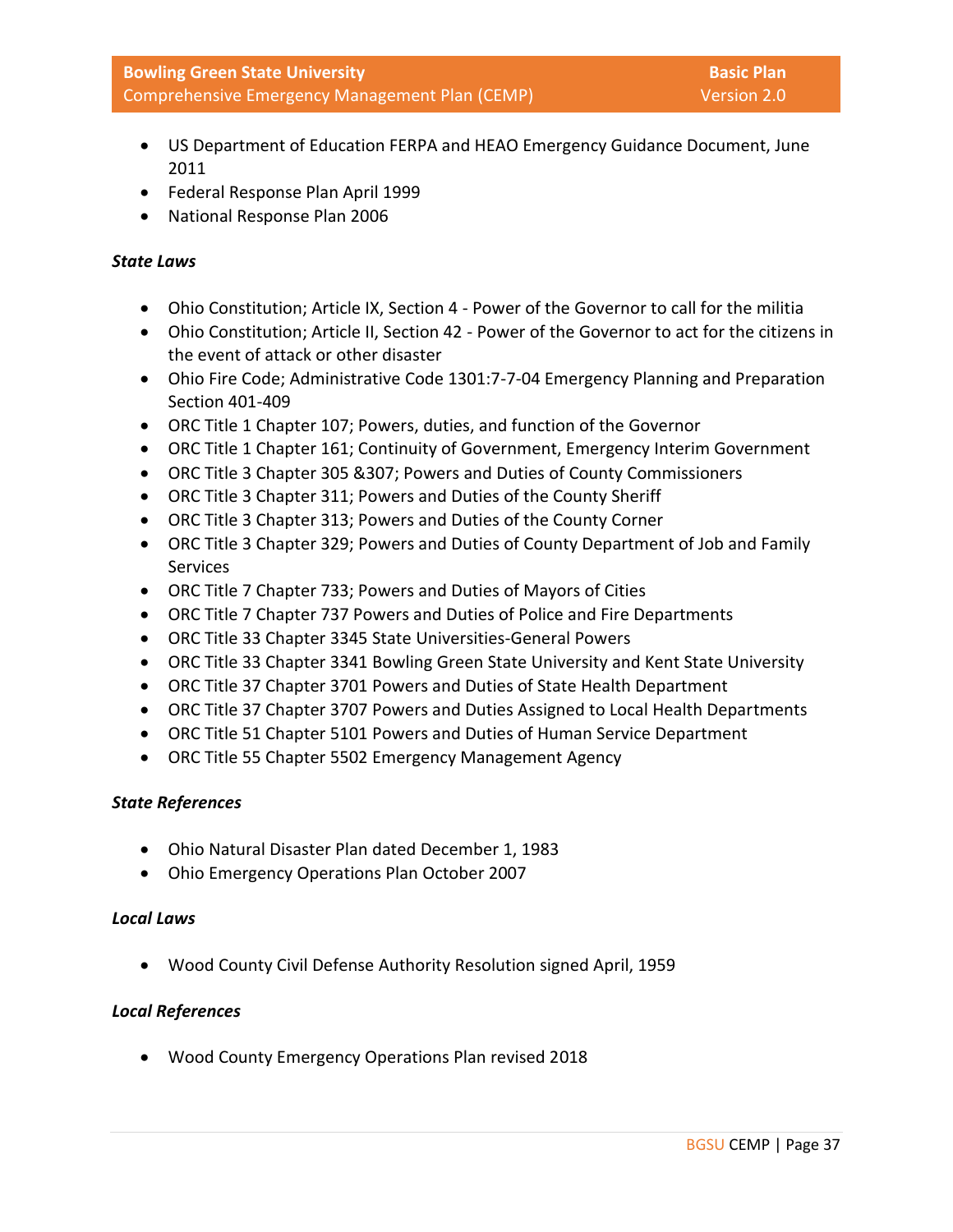- US Department of Education FERPA and HEAO Emergency Guidance Document, June 2011
- Federal Response Plan April 1999
- National Response Plan 2006

***State Laws***

- Ohio Constitution; Article IX, Section 4 - Power of the Governor to call for the militia
- Ohio Constitution; Article II, Section 42 - Power of the Governor to act for the citizens in the event of attack or other disaster
- Ohio Fire Code; Administrative Code 1301:7-7-04 Emergency Planning and Preparation Section 401-409
- ORC Title 1 Chapter 107; Powers, duties, and function of the Governor
- ORC Title 1 Chapter 161; Continuity of Government, Emergency Interim Government
- ORC Title 3 Chapter 305 &307; Powers and Duties of County Commissioners
- ORC Title 3 Chapter 311; Powers and Duties of the County Sheriff
- ORC Title 3 Chapter 313; Powers and Duties of the County Corner
- ORC Title 3 Chapter 329; Powers and Duties of County Department of Job and Family Services
- ORC Title 7 Chapter 733; Powers and Duties of Mayors of Cities
- ORC Title 7 Chapter 737 Powers and Duties of Police and Fire Departments
- ORC Title 33 Chapter 3345 State Universities-General Powers
- ORC Title 33 Chapter 3341 Bowling Green State University and Kent State University
- ORC Title 37 Chapter 3701 Powers and Duties of State Health Department
- ORC Title 37 Chapter 3707 Powers and Duties Assigned to Local Health Departments
- ORC Title 51 Chapter 5101 Powers and Duties of Human Service Department
- ORC Title 55 Chapter 5502 Emergency Management Agency

***State References***

- Ohio Natural Disaster Plan dated December 1, 1983
- Ohio Emergency Operations Plan October 2007

***Local Laws***

- Wood County Civil Defense Authority Resolution signed April, 1959

***Local References***

- Wood County Emergency Operations Plan revised 2018